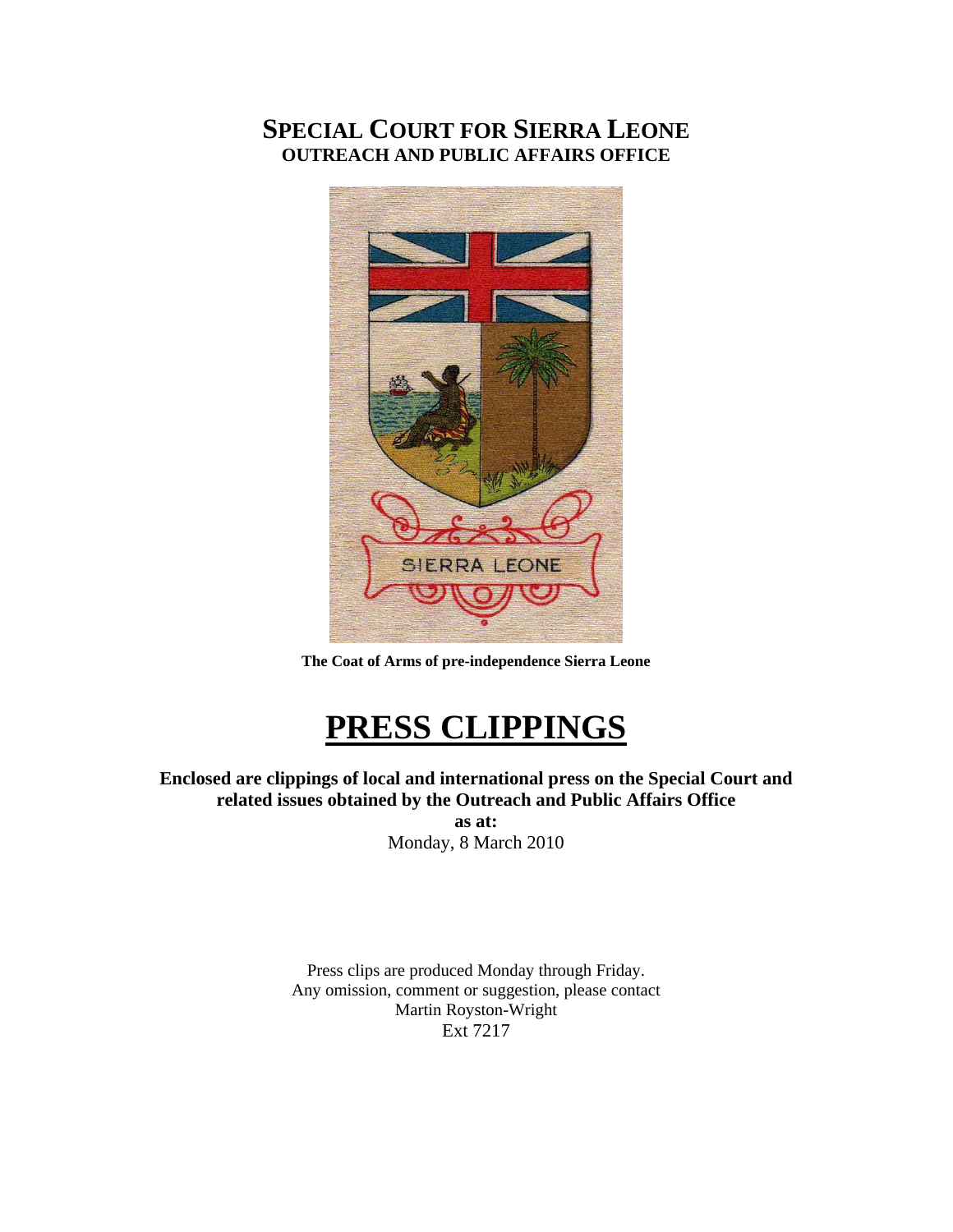# SPECIAL COURT FOR SIERRA LEONE
## OUTREACH AND PUBLIC AFFAIRS OFFICE

**The Coat of Arms of pre-independence Sierra Leone**

# PRESS CLIPPINGS

**Enclosed are clippings of local and international press on the Special Court and related issues obtained by the Outreach and Public Affairs Office**

**as at:**

Monday, 8 March 2010

Press clips are produced Monday through Friday.
Any omission, comment or suggestion, please contact
Martin Royston-Wright
Ext 7217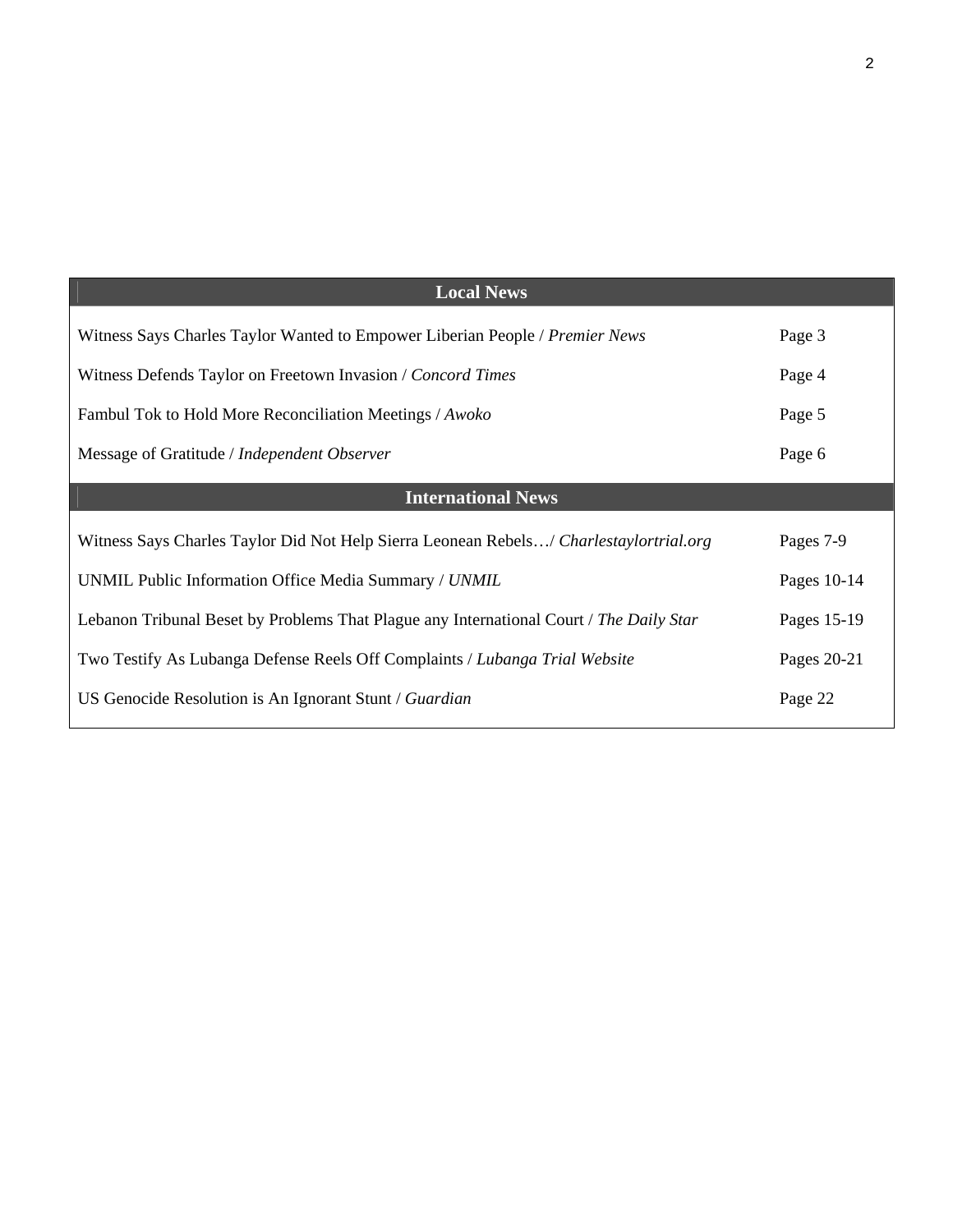| Local News | |
|---|---|
| Witness Says Charles Taylor Wanted to Empower Liberian People / *Premier News* | Page 3 |
| Witness Defends Taylor on Freetown Invasion / *Concord Times* | Page 4 |
| Fambul Tok to Hold More Reconciliation Meetings / *Awoko* | Page 5 |
| Message of Gratitude / *Independent Observer* | Page 6 |
| **International News** | |
| Witness Says Charles Taylor Did Not Help Sierra Leonean Rebels…/ *Charlestaylortrial.org* | Pages 7-9 |
| UNMIL Public Information Office Media Summary / *UNMIL* | Pages 10-14 |
| Lebanon Tribunal Beset by Problems That Plague any International Court / *The Daily Star* | Pages 15-19 |
| Two Testify As Lubanga Defense Reels Off Complaints / *Lubanga Trial Website* | Pages 20-21 |
| US Genocide Resolution is An Ignorant Stunt / *Guardian* | Page 22 |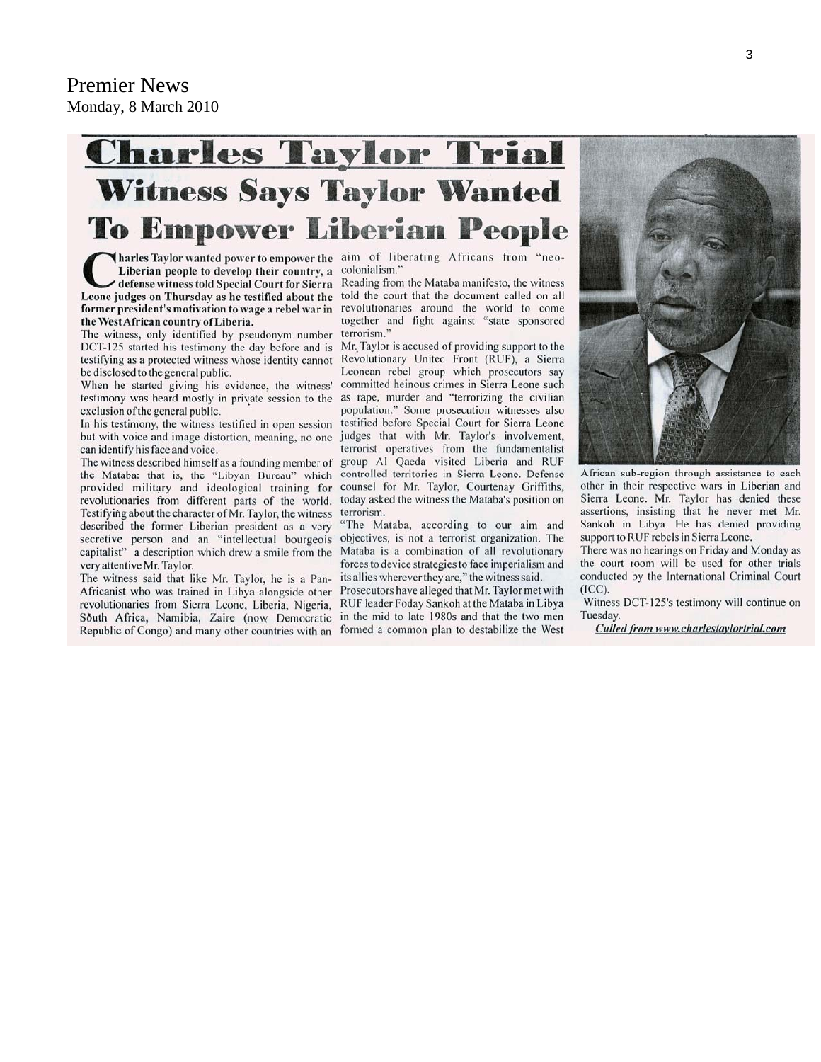Premier News
Monday, 8 March 2010

# Charles Taylor Trial

## Witness Says Taylor Wanted To Empower Liberian People

**Charles Taylor wanted power to empower the Liberian people to develop their country, a defense witness told Special Court for Sierra Leone judges on Thursday as he testified about the former president's motivation to wage a rebel war in the West African country of Liberia.**

The witness, only identified by pseudonym number DCT-125 started his testimony the day before and is testifying as a protected witness whose identity cannot be disclosed to the general public.

When he started giving his evidence, the witness' testimony was heard mostly in private session to the exclusion of the general public.

In his testimony, the witness testified in open session but with voice and image distortion, meaning, no one can identify his face and voice.

The witness described himself as a founding member of the Mataba: that is, the "Libyan Bureau" which provided military and ideological training for revolutionaries from different parts of the world. Testifying about the character of Mr. Taylor, the witness described the former Liberian president as a very secretive person and an "intellectual bourgeois capitalist" a description which drew a smile from the very attentive Mr. Taylor.

The witness said that like Mr. Taylor, he is a Pan-Africanist who was trained in Libya alongside other revolutionaries from Sierra Leone, Liberia, Nigeria, South Africa, Namibia, Zaire (now Democratic Republic of Congo) and many other countries with an aim of liberating Africans from "neo-colonialism."

Reading from the Mataba manifesto, the witness told the court that the document called on all revolutionaries around the world to come together and fight against "state sponsored terrorism."

Mr. Taylor is accused of providing support to the Revolutionary United Front (RUF), a Sierra Leonean rebel group which prosecutors say committed heinous crimes in Sierra Leone such as rape, murder and "terrorizing the civilian population." Some prosecution witnesses also testified before Special Court for Sierra Leone judges that with Mr. Taylor's involvement, terrorist operatives from the fundamentalist group Al Qaeda visited Liberia and RUF controlled territories in Sierra Leone. Defense counsel for Mr. Taylor, Courtenay Griffiths, today asked the witness the Mataba's position on terrorism.

"The Mataba, according to our aim and objectives, is not a terrorist organization. The Mataba is a combination of all revolutionary forces to device strategies to face imperialism and its allies wherever they are," the witness said.

Prosecutors have alleged that Mr. Taylor met with RUF leader Foday Sankoh at the Mataba in Libya in the mid to late 1980s and that the two men formed a common plan to destabilize the West African sub-region through assistance to each other in their respective wars in Liberian and Sierra Leone. Mr. Taylor has denied these assertions, insisting that he never met Mr. Sankoh in Libya. He has denied providing support to RUF rebels in Sierra Leone.

There was no hearings on Friday and Monday as the court room will be used for other trials conducted by the International Criminal Court (ICC).

Witness DCT-125's testimony will continue on Tuesday.

***Culled from www.charlestaylortrial.com***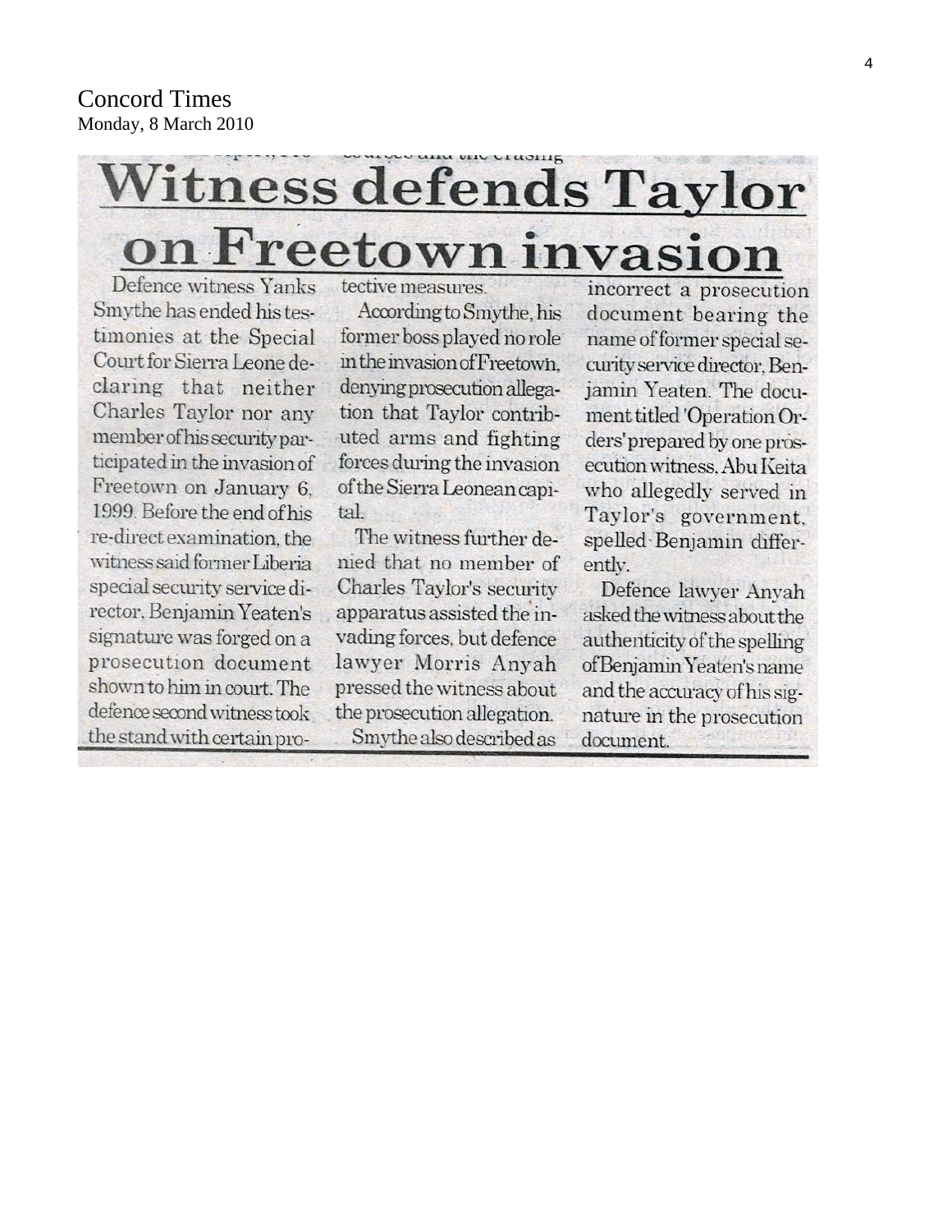Concord Times
Monday, 8 March 2010

# Witness defends Taylor on Freetown invasion

Defence witness Yanks Smythe has ended his testimonies at the Special Court for Sierra Leone declaring that neither Charles Taylor nor any member of his security participated in the invasion of Freetown on January 6, 1999. Before the end of his re-direct examination, the witness said former Liberia special security service director, Benjamin Yeaten's signature was forged on a prosecution document shown to him in court. The defence second witness took the stand with certain protective measures.

According to Smythe, his former boss played no role in the invasion of Freetown, denying prosecution allegation that Taylor contributed arms and fighting forces during the invasion of the Sierra Leonean capital.

The witness further denied that no member of Charles Taylor's security apparatus assisted the invading forces, but defence lawyer Morris Anyah pressed the witness about the prosecution allegation.

Smythe also described as incorrect a prosecution document bearing the name of former special security service director, Benjamin Yeaten. The document titled 'Operation Orders' prepared by one prosecution witness, Abu Keita who allegedly served in Taylor's government, spelled Benjamin differently.

Defence lawyer Anyah asked the witness about the authenticity of the spelling of Benjamin Yeaten's name and the accuracy of his signature in the prosecution document.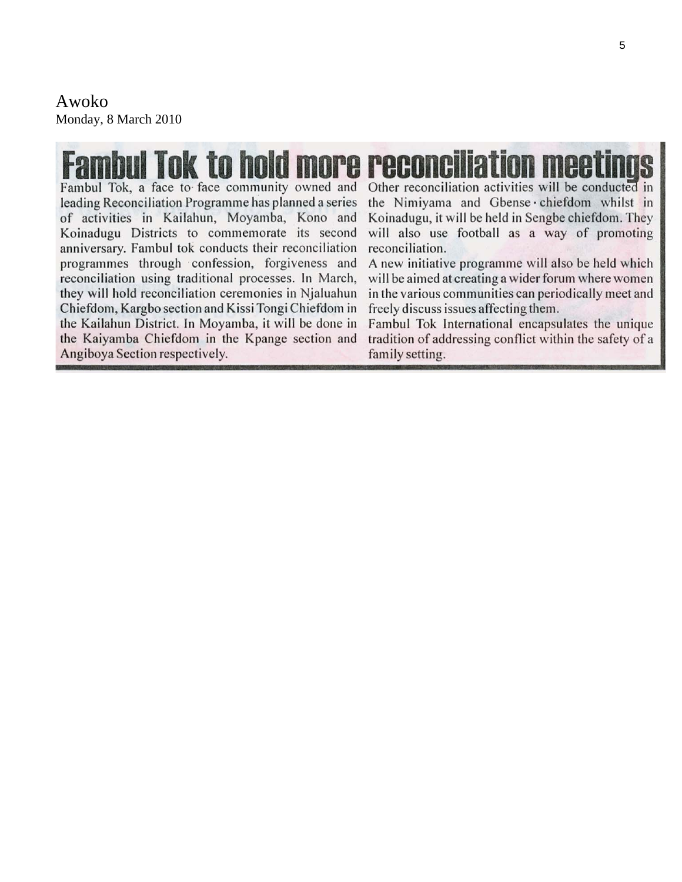Awoko
Monday, 8 March 2010

# Fambul Tok to hold more reconciliation meetings

Fambul Tok, a face to face community owned and leading Reconciliation Programme has planned a series of activities in Kailahun, Moyamba, Kono and Koinadugu Districts to commemorate its second anniversary. Fambul tok conducts their reconciliation programmes through confession, forgiveness and reconciliation using traditional processes. In March, they will hold reconciliation ceremonies in Njaluahun Chiefdom, Kargbo section and Kissi Tongi Chiefdom in the Kailahun District. In Moyamba, it will be done in the Kaiyamba Chiefdom in the Kpange section and Angiboya Section respectively.

Other reconciliation activities will be conducted in the Nimiyama and Gbense chiefdom whilst in Koinadugu, it will be held in Sengbe chiefdom. They will also use football as a way of promoting reconciliation.

A new initiative programme will also be held which will be aimed at creating a wider forum where women in the various communities can periodically meet and freely discuss issues affecting them.

Fambul Tok International encapsulates the unique tradition of addressing conflict within the safety of a family setting.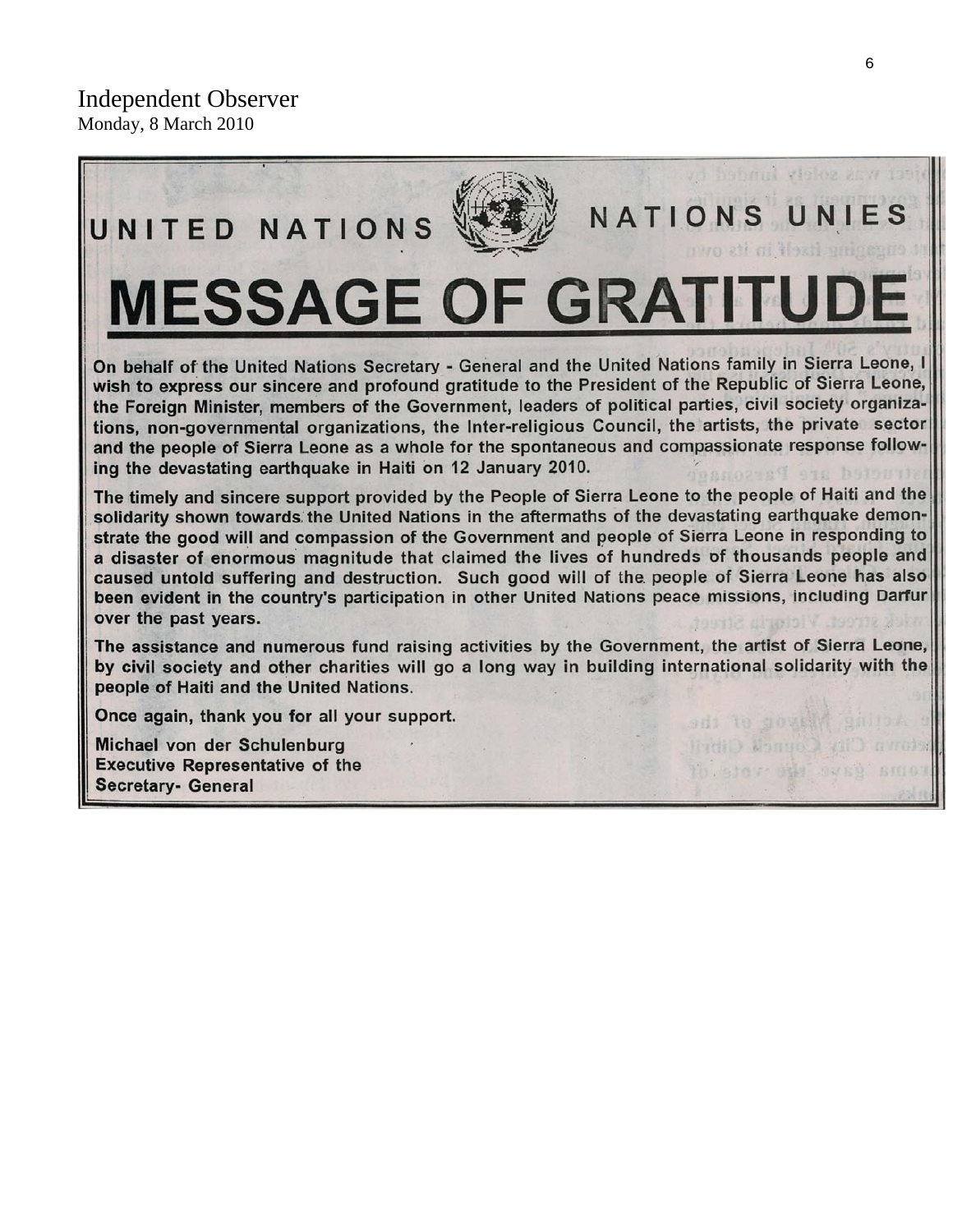Independent Observer
Monday, 8 March 2010

UNITED NATIONS NATIONS UNIES

# MESSAGE OF GRATITUDE

**On behalf of the United Nations Secretary - General and the United Nations family in Sierra Leone, I wish to express our sincere and profound gratitude to the President of the Republic of Sierra Leone, the Foreign Minister, members of the Government, leaders of political parties, civil society organizations, non-governmental organizations, the Inter-religious Council, the artists, the private sector and the people of Sierra Leone as a whole for the spontaneous and compassionate response following the devastating earthquake in Haiti on 12 January 2010.**

**The timely and sincere support provided by the People of Sierra Leone to the people of Haiti and the solidarity shown towards the United Nations in the aftermaths of the devastating earthquake demonstrate the good will and compassion of the Government and people of Sierra Leone in responding to a disaster of enormous magnitude that claimed the lives of hundreds of thousands people and caused untold suffering and destruction. Such good will of the people of Sierra Leone has also been evident in the country's participation in other United Nations peace missions, including Darfur over the past years.**

**The assistance and numerous fund raising activities by the Government, the artist of Sierra Leone, by civil society and other charities will go a long way in building international solidarity with the people of Haiti and the United Nations.**

**Once again, thank you for all your support.**

**Michael von der Schulenburg**
**Executive Representative of the Secretary- General**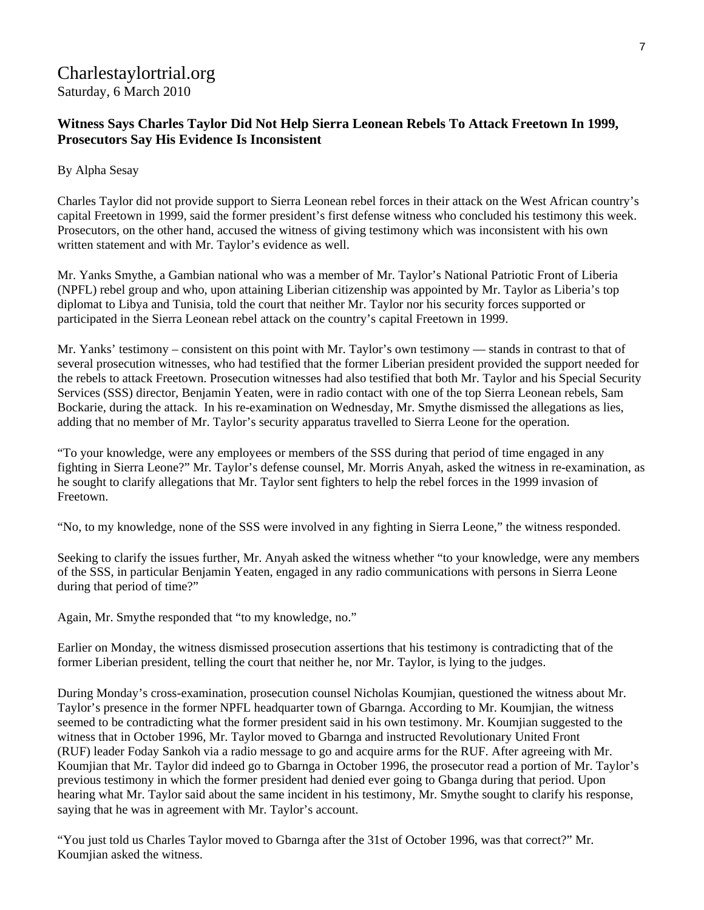# Charlestaylortrial.org

Saturday, 6 March 2010

**Witness Says Charles Taylor Did Not Help Sierra Leonean Rebels To Attack Freetown In 1999, Prosecutors Say His Evidence Is Inconsistent**

By Alpha Sesay

Charles Taylor did not provide support to Sierra Leonean rebel forces in their attack on the West African country's capital Freetown in 1999, said the former president's first defense witness who concluded his testimony this week. Prosecutors, on the other hand, accused the witness of giving testimony which was inconsistent with his own written statement and with Mr. Taylor's evidence as well.

Mr. Yanks Smythe, a Gambian national who was a member of Mr. Taylor's National Patriotic Front of Liberia (NPFL) rebel group and who, upon attaining Liberian citizenship was appointed by Mr. Taylor as Liberia's top diplomat to Libya and Tunisia, told the court that neither Mr. Taylor nor his security forces supported or participated in the Sierra Leonean rebel attack on the country's capital Freetown in 1999.

Mr. Yanks' testimony – consistent on this point with Mr. Taylor's own testimony — stands in contrast to that of several prosecution witnesses, who had testified that the former Liberian president provided the support needed for the rebels to attack Freetown. Prosecution witnesses had also testified that both Mr. Taylor and his Special Security Services (SSS) director, Benjamin Yeaten, were in radio contact with one of the top Sierra Leonean rebels, Sam Bockarie, during the attack. In his re-examination on Wednesday, Mr. Smythe dismissed the allegations as lies, adding that no member of Mr. Taylor's security apparatus travelled to Sierra Leone for the operation.

"To your knowledge, were any employees or members of the SSS during that period of time engaged in any fighting in Sierra Leone?" Mr. Taylor's defense counsel, Mr. Morris Anyah, asked the witness in re-examination, as he sought to clarify allegations that Mr. Taylor sent fighters to help the rebel forces in the 1999 invasion of Freetown.

"No, to my knowledge, none of the SSS were involved in any fighting in Sierra Leone," the witness responded.

Seeking to clarify the issues further, Mr. Anyah asked the witness whether "to your knowledge, were any members of the SSS, in particular Benjamin Yeaten, engaged in any radio communications with persons in Sierra Leone during that period of time?"

Again, Mr. Smythe responded that "to my knowledge, no."

Earlier on Monday, the witness dismissed prosecution assertions that his testimony is contradicting that of the former Liberian president, telling the court that neither he, nor Mr. Taylor, is lying to the judges.

During Monday's cross-examination, prosecution counsel Nicholas Koumjian, questioned the witness about Mr. Taylor's presence in the former NPFL headquarter town of Gbarnga. According to Mr. Koumjian, the witness seemed to be contradicting what the former president said in his own testimony. Mr. Koumjian suggested to the witness that in October 1996, Mr. Taylor moved to Gbarnga and instructed Revolutionary United Front (RUF) leader Foday Sankoh via a radio message to go and acquire arms for the RUF. After agreeing with Mr. Koumjian that Mr. Taylor did indeed go to Gbarnga in October 1996, the prosecutor read a portion of Mr. Taylor's previous testimony in which the former president had denied ever going to Gbanga during that period. Upon hearing what Mr. Taylor said about the same incident in his testimony, Mr. Smythe sought to clarify his response, saying that he was in agreement with Mr. Taylor's account.

"You just told us Charles Taylor moved to Gbarnga after the 31st of October 1996, was that correct?" Mr. Koumjian asked the witness.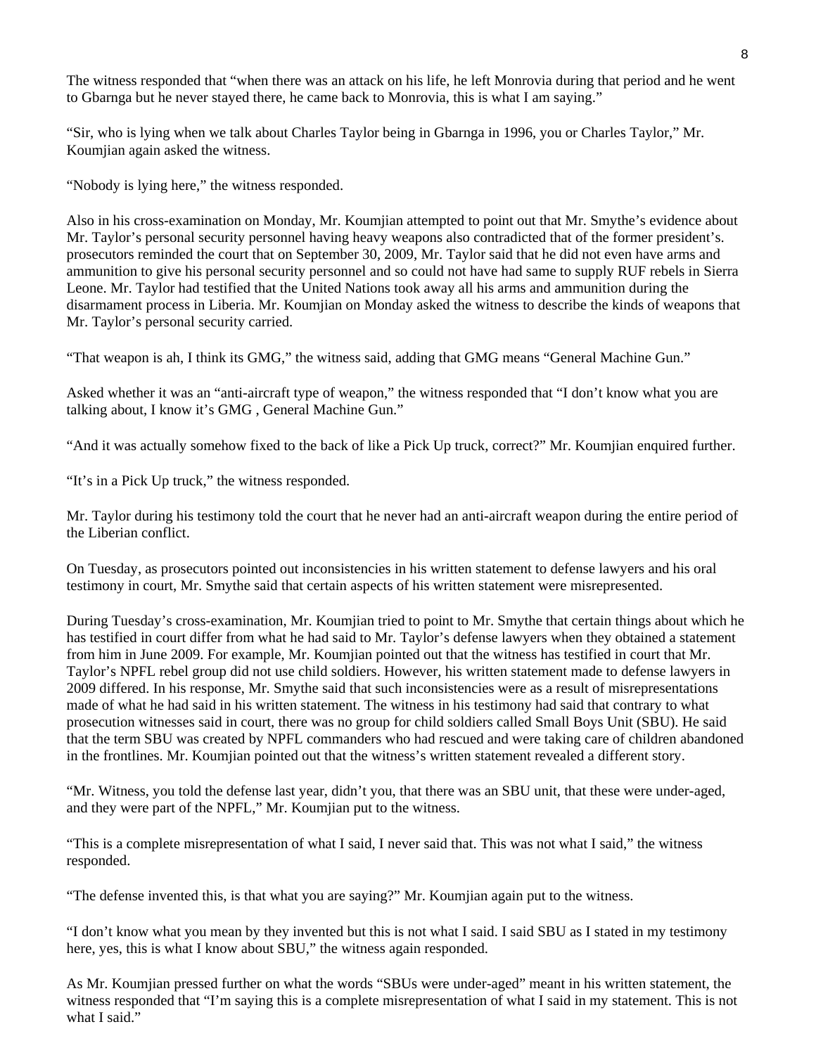The witness responded that "when there was an attack on his life, he left Monrovia during that period and he went to Gbarnga but he never stayed there, he came back to Monrovia, this is what I am saying."

"Sir, who is lying when we talk about Charles Taylor being in Gbarnga in 1996, you or Charles Taylor," Mr. Koumjian again asked the witness.

"Nobody is lying here," the witness responded.

Also in his cross-examination on Monday, Mr. Koumjian attempted to point out that Mr. Smythe's evidence about Mr. Taylor's personal security personnel having heavy weapons also contradicted that of the former president's. prosecutors reminded the court that on September 30, 2009, Mr. Taylor said that he did not even have arms and ammunition to give his personal security personnel and so could not have had same to supply RUF rebels in Sierra Leone. Mr. Taylor had testified that the United Nations took away all his arms and ammunition during the disarmament process in Liberia. Mr. Koumjian on Monday asked the witness to describe the kinds of weapons that Mr. Taylor's personal security carried.

"That weapon is ah, I think its GMG," the witness said, adding that GMG means "General Machine Gun."

Asked whether it was an "anti-aircraft type of weapon," the witness responded that "I don't know what you are talking about, I know it's GMG , General Machine Gun."

"And it was actually somehow fixed to the back of like a Pick Up truck, correct?" Mr. Koumjian enquired further.

"It's in a Pick Up truck," the witness responded.

Mr. Taylor during his testimony told the court that he never had an anti-aircraft weapon during the entire period of the Liberian conflict.

On Tuesday, as prosecutors pointed out inconsistencies in his written statement to defense lawyers and his oral testimony in court, Mr. Smythe said that certain aspects of his written statement were misrepresented.

During Tuesday's cross-examination, Mr. Koumjian tried to point to Mr. Smythe that certain things about which he has testified in court differ from what he had said to Mr. Taylor's defense lawyers when they obtained a statement from him in June 2009. For example, Mr. Koumjian pointed out that the witness has testified in court that Mr. Taylor's NPFL rebel group did not use child soldiers. However, his written statement made to defense lawyers in 2009 differed. In his response, Mr. Smythe said that such inconsistencies were as a result of misrepresentations made of what he had said in his written statement. The witness in his testimony had said that contrary to what prosecution witnesses said in court, there was no group for child soldiers called Small Boys Unit (SBU). He said that the term SBU was created by NPFL commanders who had rescued and were taking care of children abandoned in the frontlines. Mr. Koumjian pointed out that the witness's written statement revealed a different story.

"Mr. Witness, you told the defense last year, didn't you, that there was an SBU unit, that these were under-aged, and they were part of the NPFL," Mr. Koumjian put to the witness.

"This is a complete misrepresentation of what I said, I never said that. This was not what I said," the witness responded.

"The defense invented this, is that what you are saying?" Mr. Koumjian again put to the witness.

"I don't know what you mean by they invented but this is not what I said. I said SBU as I stated in my testimony here, yes, this is what I know about SBU," the witness again responded.

As Mr. Koumjian pressed further on what the words "SBUs were under-aged" meant in his written statement, the witness responded that "I'm saying this is a complete misrepresentation of what I said in my statement. This is not what I said."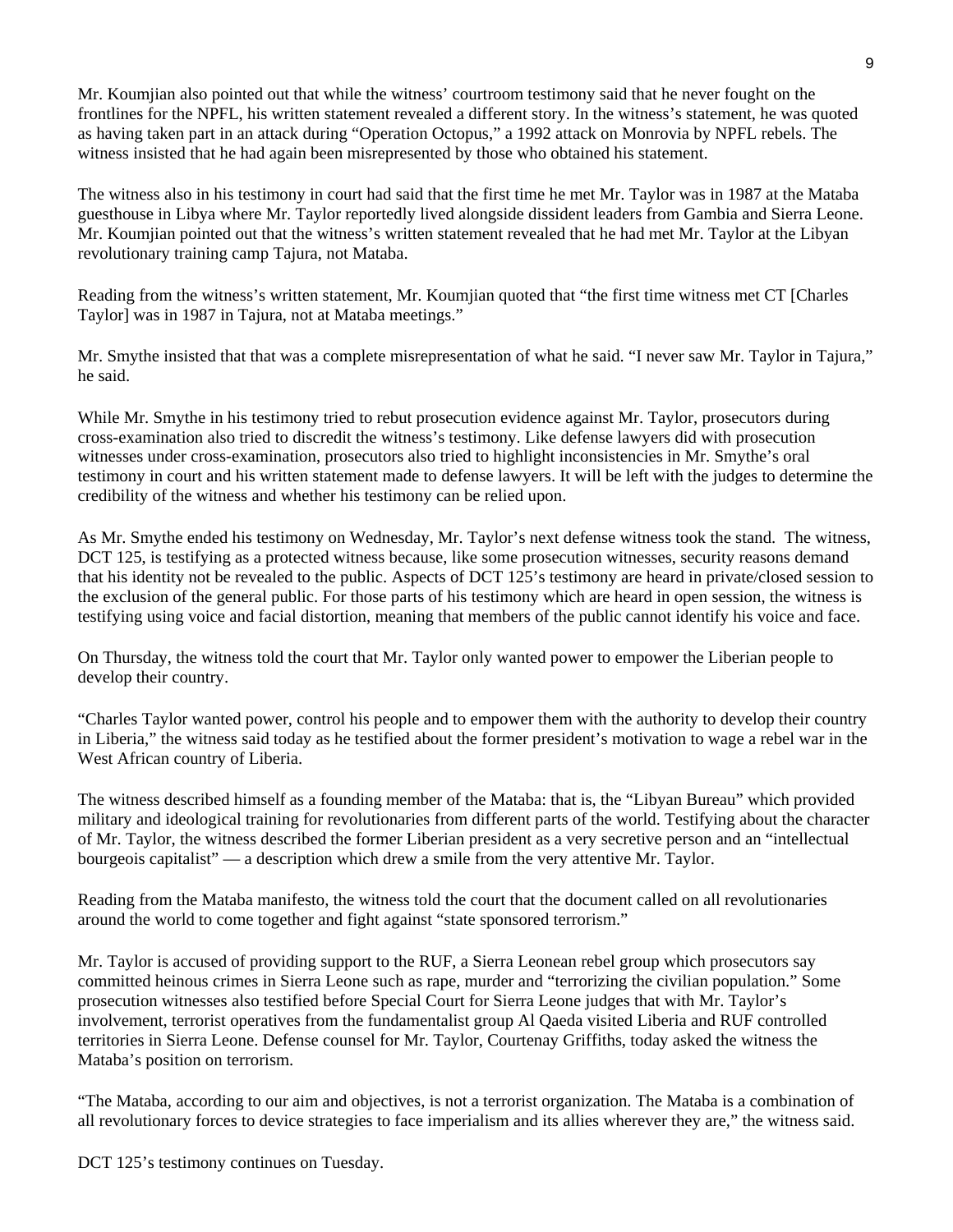Mr. Koumjian also pointed out that while the witness' courtroom testimony said that he never fought on the frontlines for the NPFL, his written statement revealed a different story. In the witness's statement, he was quoted as having taken part in an attack during "Operation Octopus," a 1992 attack on Monrovia by NPFL rebels. The witness insisted that he had again been misrepresented by those who obtained his statement.

The witness also in his testimony in court had said that the first time he met Mr. Taylor was in 1987 at the Mataba guesthouse in Libya where Mr. Taylor reportedly lived alongside dissident leaders from Gambia and Sierra Leone. Mr. Koumjian pointed out that the witness's written statement revealed that he had met Mr. Taylor at the Libyan revolutionary training camp Tajura, not Mataba.

Reading from the witness's written statement, Mr. Koumjian quoted that "the first time witness met CT [Charles Taylor] was in 1987 in Tajura, not at Mataba meetings."

Mr. Smythe insisted that that was a complete misrepresentation of what he said. "I never saw Mr. Taylor in Tajura," he said.

While Mr. Smythe in his testimony tried to rebut prosecution evidence against Mr. Taylor, prosecutors during cross-examination also tried to discredit the witness's testimony. Like defense lawyers did with prosecution witnesses under cross-examination, prosecutors also tried to highlight inconsistencies in Mr. Smythe's oral testimony in court and his written statement made to defense lawyers. It will be left with the judges to determine the credibility of the witness and whether his testimony can be relied upon.

As Mr. Smythe ended his testimony on Wednesday, Mr. Taylor's next defense witness took the stand. The witness, DCT 125, is testifying as a protected witness because, like some prosecution witnesses, security reasons demand that his identity not be revealed to the public. Aspects of DCT 125's testimony are heard in private/closed session to the exclusion of the general public. For those parts of his testimony which are heard in open session, the witness is testifying using voice and facial distortion, meaning that members of the public cannot identify his voice and face.

On Thursday, the witness told the court that Mr. Taylor only wanted power to empower the Liberian people to develop their country.

"Charles Taylor wanted power, control his people and to empower them with the authority to develop their country in Liberia," the witness said today as he testified about the former president's motivation to wage a rebel war in the West African country of Liberia.

The witness described himself as a founding member of the Mataba: that is, the "Libyan Bureau" which provided military and ideological training for revolutionaries from different parts of the world. Testifying about the character of Mr. Taylor, the witness described the former Liberian president as a very secretive person and an "intellectual bourgeois capitalist" — a description which drew a smile from the very attentive Mr. Taylor.

Reading from the Mataba manifesto, the witness told the court that the document called on all revolutionaries around the world to come together and fight against "state sponsored terrorism."

Mr. Taylor is accused of providing support to the RUF, a Sierra Leonean rebel group which prosecutors say committed heinous crimes in Sierra Leone such as rape, murder and "terrorizing the civilian population." Some prosecution witnesses also testified before Special Court for Sierra Leone judges that with Mr. Taylor's involvement, terrorist operatives from the fundamentalist group Al Qaeda visited Liberia and RUF controlled territories in Sierra Leone. Defense counsel for Mr. Taylor, Courtenay Griffiths, today asked the witness the Mataba's position on terrorism.

"The Mataba, according to our aim and objectives, is not a terrorist organization. The Mataba is a combination of all revolutionary forces to device strategies to face imperialism and its allies wherever they are," the witness said.

DCT 125's testimony continues on Tuesday.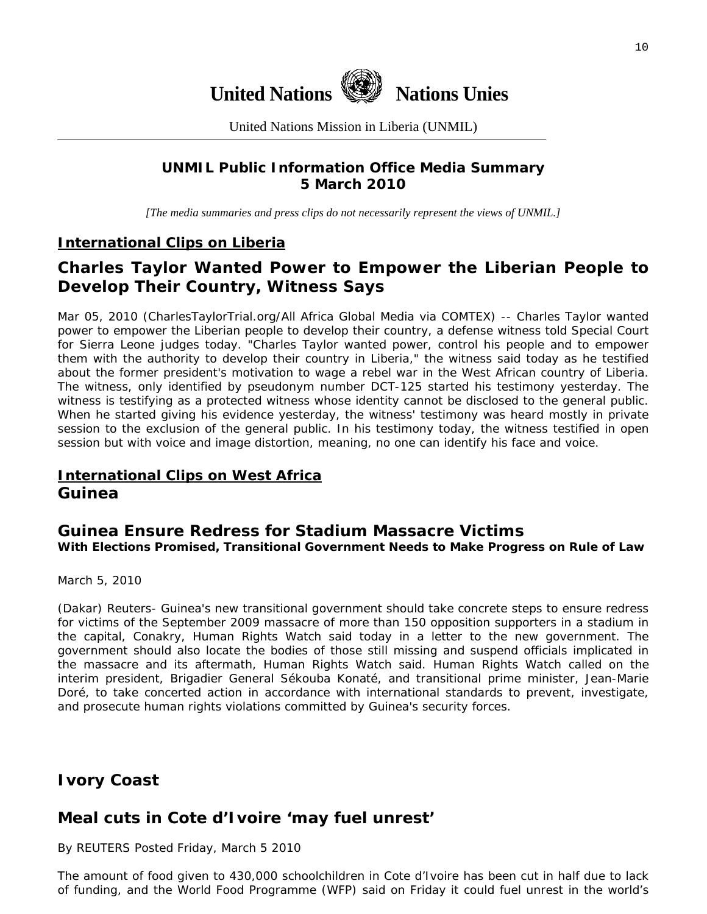# United Nations Nations Unies

United Nations Mission in Liberia (UNMIL)

**UNMIL Public Information Office Media Summary**
**5 March 2010**

*[The media summaries and press clips do not necessarily represent the views of UNMIL.]*

## International Clips on Liberia

## Charles Taylor Wanted Power to Empower the Liberian People to Develop Their Country, Witness Says

Mar 05, 2010 (CharlesTaylorTrial.org/All Africa Global Media via COMTEX) -- Charles Taylor wanted power to empower the Liberian people to develop their country, a defense witness told Special Court for Sierra Leone judges today. "Charles Taylor wanted power, control his people and to empower them with the authority to develop their country in Liberia," the witness said today as he testified about the former president's motivation to wage a rebel war in the West African country of Liberia. The witness, only identified by pseudonym number DCT-125 started his testimony yesterday. The witness is testifying as a protected witness whose identity cannot be disclosed to the general public. When he started giving his evidence yesterday, the witness' testimony was heard mostly in private session to the exclusion of the general public. In his testimony today, the witness testified in open session but with voice and image distortion, meaning, no one can identify his face and voice.

## International Clips on West Africa

### Guinea

## Guinea Ensure Redress for Stadium Massacre Victims

**With Elections Promised, Transitional Government Needs to Make Progress on Rule of Law**

March 5, 2010

(Dakar) Reuters- Guinea's new transitional government should take concrete steps to ensure redress for victims of the September 2009 massacre of more than 150 opposition supporters in a stadium in the capital, Conakry, Human Rights Watch said today in a letter to the new government. The government should also locate the bodies of those still missing and suspend officials implicated in the massacre and its aftermath, Human Rights Watch said. Human Rights Watch called on the interim president, Brigadier General Sékouba Konaté, and transitional prime minister, Jean-Marie Doré, to take concerted action in accordance with international standards to prevent, investigate, and prosecute human rights violations committed by Guinea's security forces.

### Ivory Coast

## Meal cuts in Cote d'Ivoire 'may fuel unrest'

By REUTERS Posted Friday, March 5 2010

The amount of food given to 430,000 schoolchildren in Cote d'Ivoire has been cut in half due to lack of funding, and the World Food Programme (WFP) said on Friday it could fuel unrest in the world's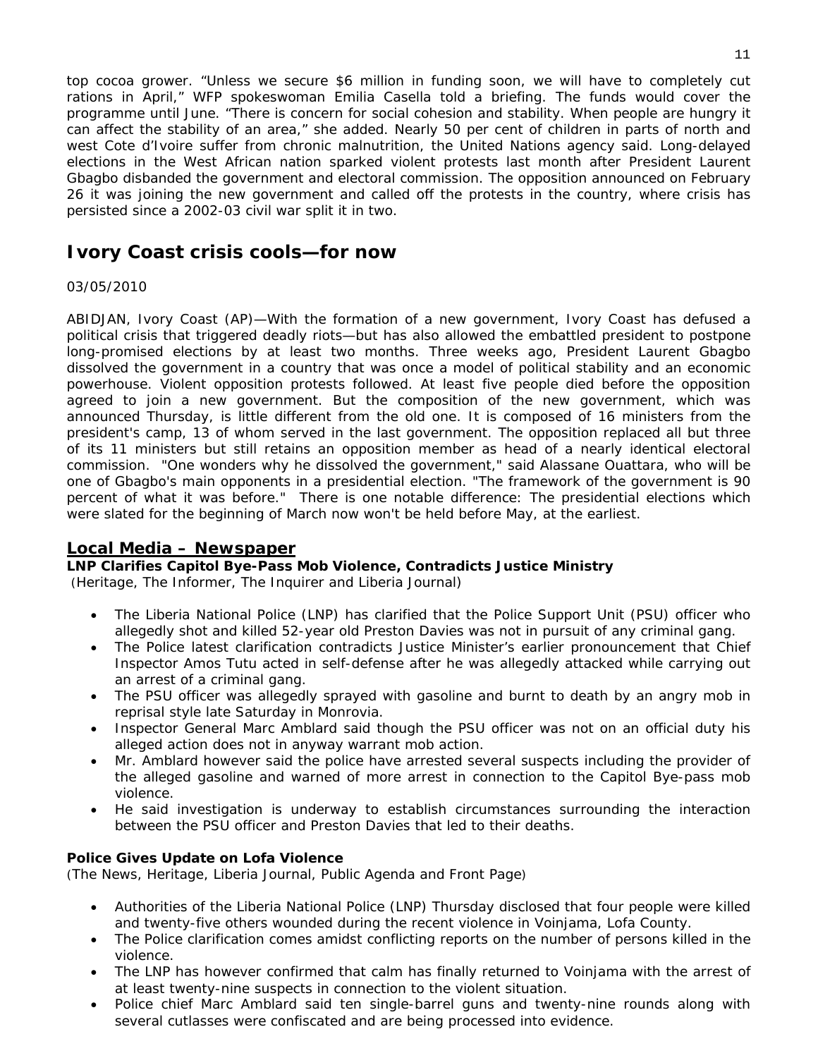top cocoa grower. “Unless we secure $6 million in funding soon, we will have to completely cut rations in April,” WFP spokeswoman Emilia Casella told a briefing. The funds would cover the programme until June. “There is concern for social cohesion and stability. When people are hungry it can affect the stability of an area,” she added. Nearly 50 per cent of children in parts of north and west Cote d’Ivoire suffer from chronic malnutrition, the United Nations agency said. Long-delayed elections in the West African nation sparked violent protests last month after President Laurent Gbagbo disbanded the government and electoral commission. The opposition announced on February 26 it was joining the new government and called off the protests in the country, where crisis has persisted since a 2002-03 civil war split it in two.

## Ivory Coast crisis cools—for now

03/05/2010

ABIDJAN, Ivory Coast (AP)—With the formation of a new government, Ivory Coast has defused a political crisis that triggered deadly riots—but has also allowed the embattled president to postpone long-promised elections by at least two months. Three weeks ago, President Laurent Gbagbo dissolved the government in a country that was once a model of political stability and an economic powerhouse. Violent opposition protests followed. At least five people died before the opposition agreed to join a new government. But the composition of the new government, which was announced Thursday, is little different from the old one. It is composed of 16 ministers from the president's camp, 13 of whom served in the last government. The opposition replaced all but three of its 11 ministers but still retains an opposition member as head of a nearly identical electoral commission. "One wonders why he dissolved the government," said Alassane Ouattara, who will be one of Gbagbo's main opponents in a presidential election. "The framework of the government is 90 percent of what it was before." There is one notable difference: The presidential elections which were slated for the beginning of March now won't be held before May, at the earliest.

## Local Media – Newspaper

**LNP Clarifies Capitol Bye-Pass Mob Violence, Contradicts Justice Ministry**
(Heritage, The Informer, The Inquirer and Liberia Journal)

- The Liberia National Police (LNP) has clarified that the Police Support Unit (PSU) officer who allegedly shot and killed 52-year old Preston Davies was not in pursuit of any criminal gang.
- The Police latest clarification contradicts Justice Minister’s earlier pronouncement that Chief Inspector Amos Tutu acted in self-defense after he was allegedly attacked while carrying out an arrest of a criminal gang.
- The PSU officer was allegedly sprayed with gasoline and burnt to death by an angry mob in reprisal style late Saturday in Monrovia.
- Inspector General Marc Amblard said though the PSU officer was not on an official duty his alleged action does not in anyway warrant mob action.
- Mr. Amblard however said the police have arrested several suspects including the provider of the alleged gasoline and warned of more arrest in connection to the Capitol Bye-pass mob violence.
- He said investigation is underway to establish circumstances surrounding the interaction between the PSU officer and Preston Davies that led to their deaths.

**Police Gives Update on Lofa Violence**
(The News, Heritage, Liberia Journal, Public Agenda and Front Page)

- Authorities of the Liberia National Police (LNP) Thursday disclosed that four people were killed and twenty-five others wounded during the recent violence in Voinjama, Lofa County.
- The Police clarification comes amidst conflicting reports on the number of persons killed in the violence.
- The LNP has however confirmed that calm has finally returned to Voinjama with the arrest of at least twenty-nine suspects in connection to the violent situation.
- Police chief Marc Amblard said ten single-barrel guns and twenty-nine rounds along with several cutlasses were confiscated and are being processed into evidence.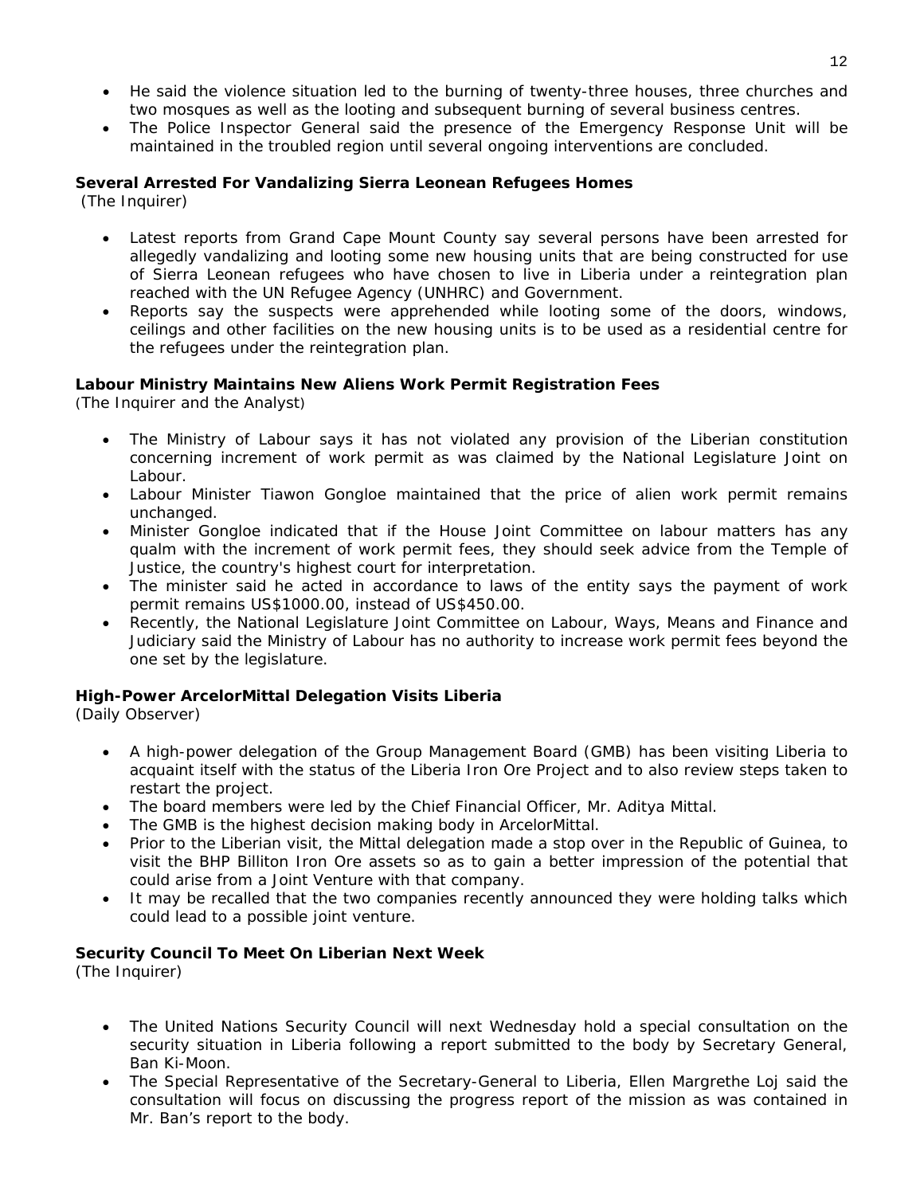- He said the violence situation led to the burning of twenty-three houses, three churches and two mosques as well as the looting and subsequent burning of several business centres.
- The Police Inspector General said the presence of the Emergency Response Unit will be maintained in the troubled region until several ongoing interventions are concluded.

**Several Arrested For Vandalizing Sierra Leonean Refugees Homes**
(The Inquirer)

- Latest reports from Grand Cape Mount County say several persons have been arrested for allegedly vandalizing and looting some new housing units that are being constructed for use of Sierra Leonean refugees who have chosen to live in Liberia under a reintegration plan reached with the UN Refugee Agency (UNHRC) and Government.
- Reports say the suspects were apprehended while looting some of the doors, windows, ceilings and other facilities on the new housing units is to be used as a residential centre for the refugees under the reintegration plan.

**Labour Ministry Maintains New Aliens Work Permit Registration Fees**
(The Inquirer and the Analyst)

- The Ministry of Labour says it has not violated any provision of the Liberian constitution concerning increment of work permit as was claimed by the National Legislature Joint on Labour.
- Labour Minister Tiawon Gongloe maintained that the price of alien work permit remains unchanged.
- Minister Gongloe indicated that if the House Joint Committee on labour matters has any qualm with the increment of work permit fees, they should seek advice from the Temple of Justice, the country's highest court for interpretation.
- The minister said he acted in accordance to laws of the entity says the payment of work permit remains US$1000.00, instead of US$450.00.
- Recently, the National Legislature Joint Committee on Labour, Ways, Means and Finance and Judiciary said the Ministry of Labour has no authority to increase work permit fees beyond the one set by the legislature.

**High-Power ArcelorMittal Delegation Visits Liberia**
(Daily Observer)

- A high-power delegation of the Group Management Board (GMB) has been visiting Liberia to acquaint itself with the status of the Liberia Iron Ore Project and to also review steps taken to restart the project.
- The board members were led by the Chief Financial Officer, Mr. Aditya Mittal.
- The GMB is the highest decision making body in ArcelorMittal.
- Prior to the Liberian visit, the Mittal delegation made a stop over in the Republic of Guinea, to visit the BHP Billiton Iron Ore assets so as to gain a better impression of the potential that could arise from a Joint Venture with that company.
- It may be recalled that the two companies recently announced they were holding talks which could lead to a possible joint venture.

**Security Council To Meet On Liberian Next Week**
(The Inquirer)

- The United Nations Security Council will next Wednesday hold a special consultation on the security situation in Liberia following a report submitted to the body by Secretary General, Ban Ki-Moon.
- The Special Representative of the Secretary-General to Liberia, Ellen Margrethe Loj said the consultation will focus on discussing the progress report of the mission as was contained in Mr. Ban's report to the body.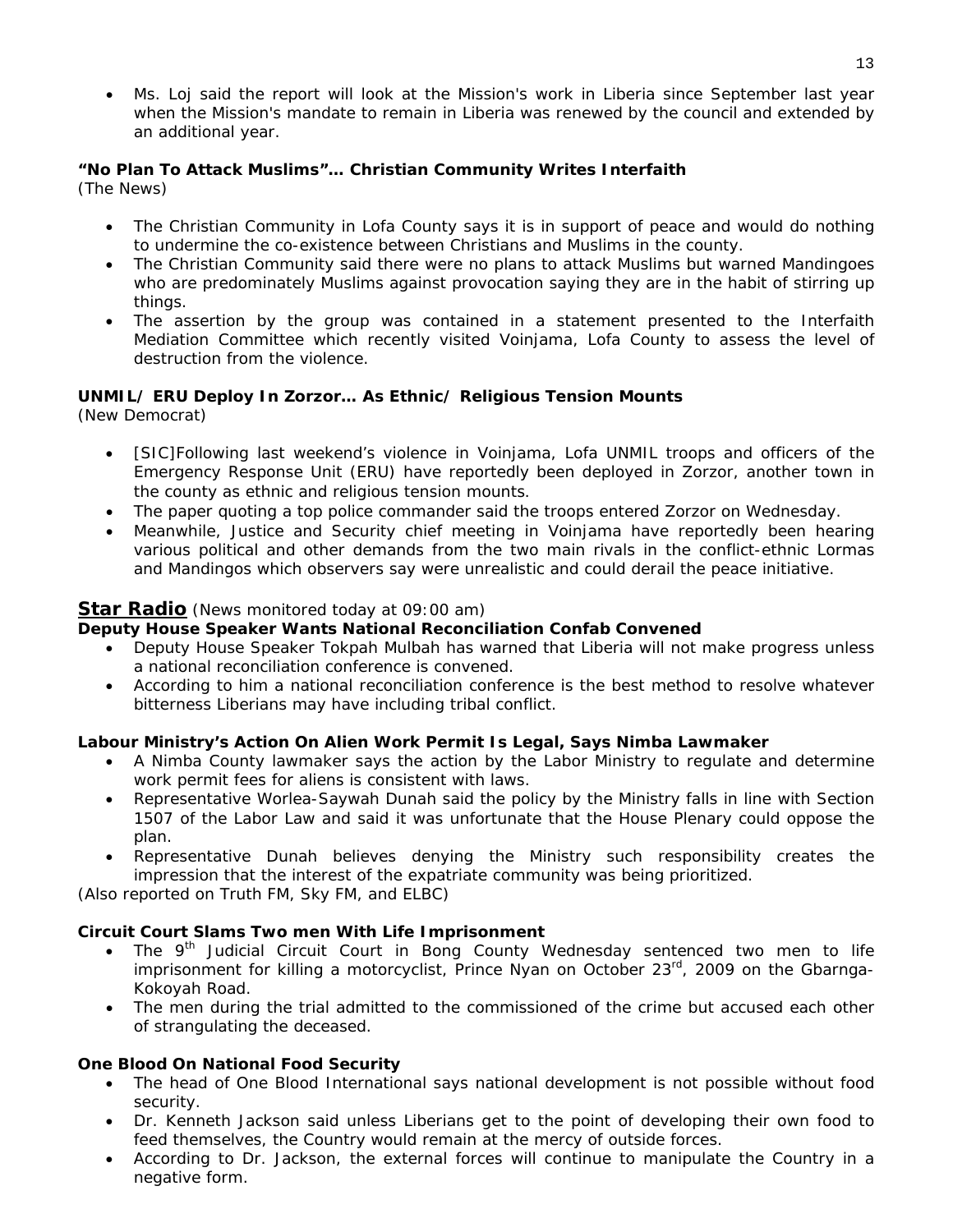- Ms. Loj said the report will look at the Mission's work in Liberia since September last year when the Mission's mandate to remain in Liberia was renewed by the council and extended by an additional year.

**"No Plan To Attack Muslims"… Christian Community Writes Interfaith**
(The News)

- The Christian Community in Lofa County says it is in support of peace and would do nothing to undermine the co-existence between Christians and Muslims in the county.
- The Christian Community said there were no plans to attack Muslims but warned Mandingoes who are predominately Muslims against provocation saying they are in the habit of stirring up things.
- The assertion by the group was contained in a statement presented to the Interfaith Mediation Committee which recently visited Voinjama, Lofa County to assess the level of destruction from the violence.

**UNMIL/ ERU Deploy In Zorzor… As Ethnic/ Religious Tension Mounts**
(New Democrat)

- [SIC]Following last weekend's violence in Voinjama, Lofa UNMIL troops and officers of the Emergency Response Unit (ERU) have reportedly been deployed in Zorzor, another town in the county as ethnic and religious tension mounts.
- The paper quoting a top police commander said the troops entered Zorzor on Wednesday.
- Meanwhile, Justice and Security chief meeting in Voinjama have reportedly been hearing various political and other demands from the two main rivals in the conflict-ethnic Lormas and Mandingos which observers say were unrealistic and could derail the peace initiative.

## Star Radio (News monitored today at 09:00 am)

**Deputy House Speaker Wants National Reconciliation Confab Convened**

- Deputy House Speaker Tokpah Mulbah has warned that Liberia will not make progress unless a national reconciliation conference is convened.
- According to him a national reconciliation conference is the best method to resolve whatever bitterness Liberians may have including tribal conflict.

**Labour Ministry's Action On Alien Work Permit Is Legal, Says Nimba Lawmaker**

- A Nimba County lawmaker says the action by the Labor Ministry to regulate and determine work permit fees for aliens is consistent with laws.
- Representative Worlea-Saywah Dunah said the policy by the Ministry falls in line with Section 1507 of the Labor Law and said it was unfortunate that the House Plenary could oppose the plan.
- Representative Dunah believes denying the Ministry such responsibility creates the impression that the interest of the expatriate community was being prioritized.

(Also reported on Truth FM, Sky FM, and ELBC)

**Circuit Court Slams Two men With Life Imprisonment**

- The 9th Judicial Circuit Court in Bong County Wednesday sentenced two men to life imprisonment for killing a motorcyclist, Prince Nyan on October 23rd, 2009 on the Gbarnga-Kokoyah Road.
- The men during the trial admitted to the commissioned of the crime but accused each other of strangulating the deceased.

**One Blood On National Food Security**

- The head of One Blood International says national development is not possible without food security.
- Dr. Kenneth Jackson said unless Liberians get to the point of developing their own food to feed themselves, the Country would remain at the mercy of outside forces.
- According to Dr. Jackson, the external forces will continue to manipulate the Country in a negative form.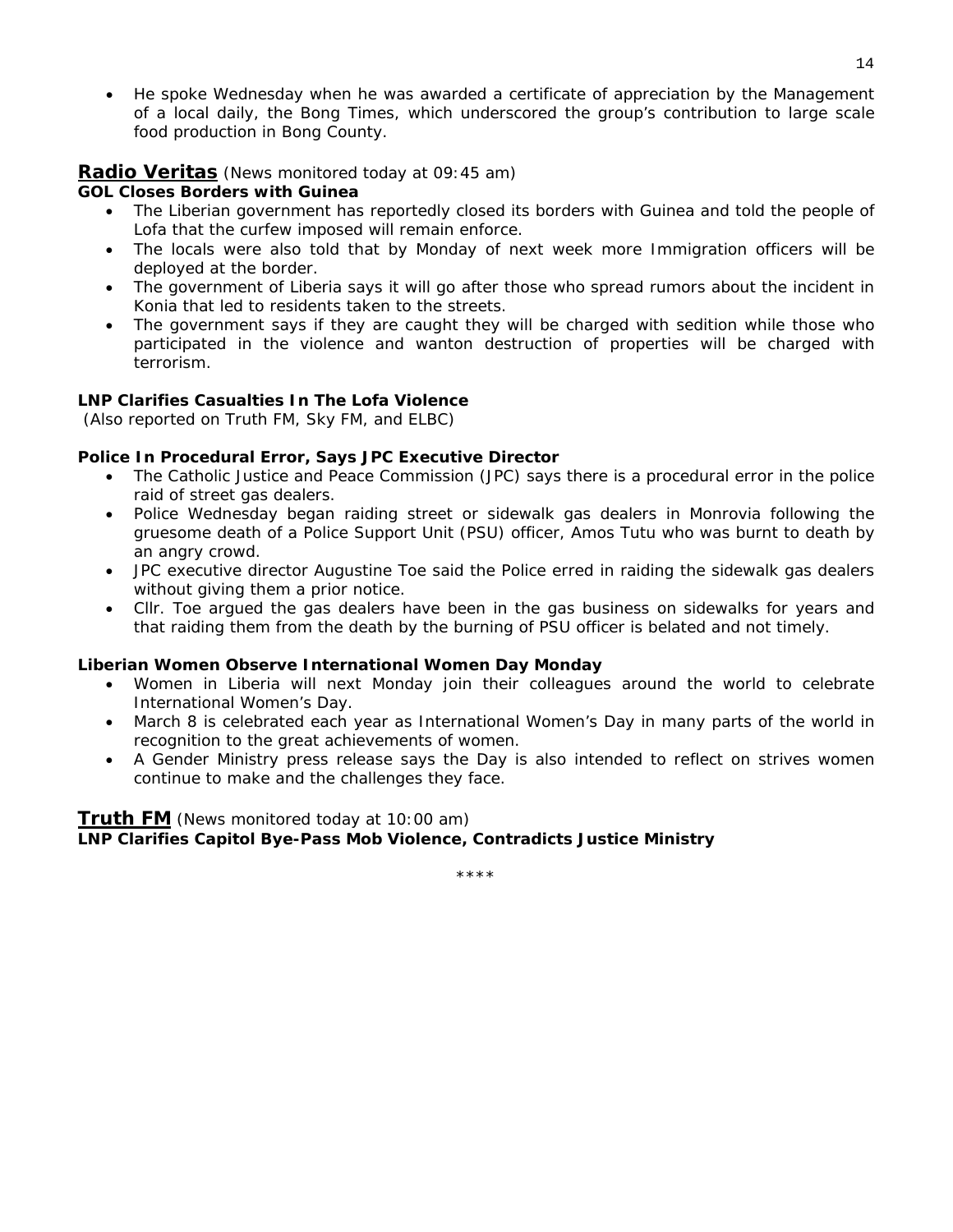- He spoke Wednesday when he was awarded a certificate of appreciation by the Management of a local daily, the Bong Times, which underscored the group's contribution to large scale food production in Bong County.

## Radio Veritas (News monitored today at 09:45 am)

**GOL Closes Borders with Guinea**

- The Liberian government has reportedly closed its borders with Guinea and told the people of Lofa that the curfew imposed will remain enforce.
- The locals were also told that by Monday of next week more Immigration officers will be deployed at the border.
- The government of Liberia says it will go after those who spread rumors about the incident in Konia that led to residents taken to the streets.
- The government says if they are caught they will be charged with sedition while those who participated in the violence and wanton destruction of properties will be charged with terrorism.

**LNP Clarifies Casualties In The Lofa Violence**
(Also reported on Truth FM, Sky FM, and ELBC)

**Police In Procedural Error, Says JPC Executive Director**

- The Catholic Justice and Peace Commission (JPC) says there is a procedural error in the police raid of street gas dealers.
- Police Wednesday began raiding street or sidewalk gas dealers in Monrovia following the gruesome death of a Police Support Unit (PSU) officer, Amos Tutu who was burnt to death by an angry crowd.
- JPC executive director Augustine Toe said the Police erred in raiding the sidewalk gas dealers without giving them a prior notice.
- Cllr. Toe argued the gas dealers have been in the gas business on sidewalks for years and that raiding them from the death by the burning of PSU officer is belated and not timely.

**Liberian Women Observe International Women Day Monday**

- Women in Liberia will next Monday join their colleagues around the world to celebrate International Women's Day.
- March 8 is celebrated each year as International Women's Day in many parts of the world in recognition to the great achievements of women.
- A Gender Ministry press release says the Day is also intended to reflect on strives women continue to make and the challenges they face.

## Truth FM (News monitored today at 10:00 am)

**LNP Clarifies Capitol Bye-Pass Mob Violence, Contradicts Justice Ministry**

****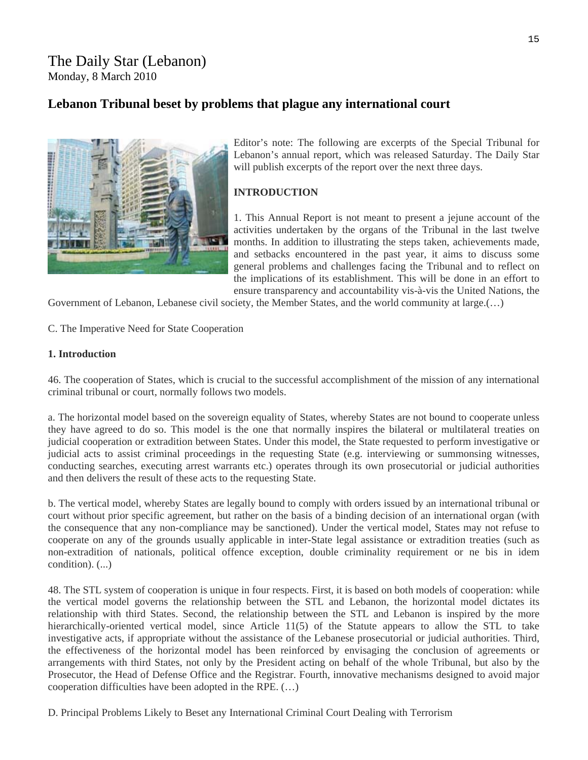# The Daily Star (Lebanon)

Monday, 8 March 2010

## Lebanon Tribunal beset by problems that plague any international court

Editor's note: The following are excerpts of the Special Tribunal for Lebanon's annual report, which was released Saturday. The Daily Star will publish excerpts of the report over the next three days.

**INTRODUCTION**

1. This Annual Report is not meant to present a jejune account of the activities undertaken by the organs of the Tribunal in the last twelve months. In addition to illustrating the steps taken, achievements made, and setbacks encountered in the past year, it aims to discuss some general problems and challenges facing the Tribunal and to reflect on the implications of its establishment. This will be done in an effort to ensure transparency and accountability vis-à-vis the United Nations, the Government of Lebanon, Lebanese civil society, the Member States, and the world community at large.(…)

C. The Imperative Need for State Cooperation

**1. Introduction**

46. The cooperation of States, which is crucial to the successful accomplishment of the mission of any international criminal tribunal or court, normally follows two models.

a. The horizontal model based on the sovereign equality of States, whereby States are not bound to cooperate unless they have agreed to do so. This model is the one that normally inspires the bilateral or multilateral treaties on judicial cooperation or extradition between States. Under this model, the State requested to perform investigative or judicial acts to assist criminal proceedings in the requesting State (e.g. interviewing or summonsing witnesses, conducting searches, executing arrest warrants etc.) operates through its own prosecutorial or judicial authorities and then delivers the result of these acts to the requesting State.

b. The vertical model, whereby States are legally bound to comply with orders issued by an international tribunal or court without prior specific agreement, but rather on the basis of a binding decision of an international organ (with the consequence that any non-compliance may be sanctioned). Under the vertical model, States may not refuse to cooperate on any of the grounds usually applicable in inter-State legal assistance or extradition treaties (such as non-extradition of nationals, political offence exception, double criminality requirement or ne bis in idem condition). (...)

48. The STL system of cooperation is unique in four respects. First, it is based on both models of cooperation: while the vertical model governs the relationship between the STL and Lebanon, the horizontal model dictates its relationship with third States. Second, the relationship between the STL and Lebanon is inspired by the more hierarchically-oriented vertical model, since Article 11(5) of the Statute appears to allow the STL to take investigative acts, if appropriate without the assistance of the Lebanese prosecutorial or judicial authorities. Third, the effectiveness of the horizontal model has been reinforced by envisaging the conclusion of agreements or arrangements with third States, not only by the President acting on behalf of the whole Tribunal, but also by the Prosecutor, the Head of Defense Office and the Registrar. Fourth, innovative mechanisms designed to avoid major cooperation difficulties have been adopted in the RPE. (…)

D. Principal Problems Likely to Beset any International Criminal Court Dealing with Terrorism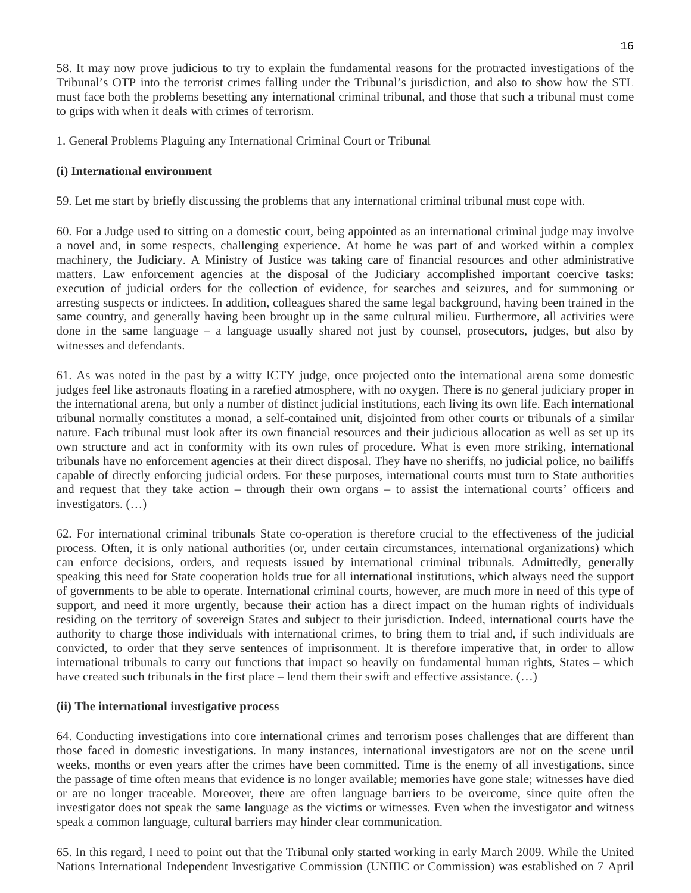58. It may now prove judicious to try to explain the fundamental reasons for the protracted investigations of the Tribunal's OTP into the terrorist crimes falling under the Tribunal's jurisdiction, and also to show how the STL must face both the problems besetting any international criminal tribunal, and those that such a tribunal must come to grips with when it deals with crimes of terrorism.

1. General Problems Plaguing any International Criminal Court or Tribunal

**(i) International environment**

59. Let me start by briefly discussing the problems that any international criminal tribunal must cope with.

60. For a Judge used to sitting on a domestic court, being appointed as an international criminal judge may involve a novel and, in some respects, challenging experience. At home he was part of and worked within a complex machinery, the Judiciary. A Ministry of Justice was taking care of financial resources and other administrative matters. Law enforcement agencies at the disposal of the Judiciary accomplished important coercive tasks: execution of judicial orders for the collection of evidence, for searches and seizures, and for summoning or arresting suspects or indictees. In addition, colleagues shared the same legal background, having been trained in the same country, and generally having been brought up in the same cultural milieu. Furthermore, all activities were done in the same language – a language usually shared not just by counsel, prosecutors, judges, but also by witnesses and defendants.

61. As was noted in the past by a witty ICTY judge, once projected onto the international arena some domestic judges feel like astronauts floating in a rarefied atmosphere, with no oxygen. There is no general judiciary proper in the international arena, but only a number of distinct judicial institutions, each living its own life. Each international tribunal normally constitutes a monad, a self-contained unit, disjointed from other courts or tribunals of a similar nature. Each tribunal must look after its own financial resources and their judicious allocation as well as set up its own structure and act in conformity with its own rules of procedure. What is even more striking, international tribunals have no enforcement agencies at their direct disposal. They have no sheriffs, no judicial police, no bailiffs capable of directly enforcing judicial orders. For these purposes, international courts must turn to State authorities and request that they take action – through their own organs – to assist the international courts' officers and investigators. (…)

62. For international criminal tribunals State co-operation is therefore crucial to the effectiveness of the judicial process. Often, it is only national authorities (or, under certain circumstances, international organizations) which can enforce decisions, orders, and requests issued by international criminal tribunals. Admittedly, generally speaking this need for State cooperation holds true for all international institutions, which always need the support of governments to be able to operate. International criminal courts, however, are much more in need of this type of support, and need it more urgently, because their action has a direct impact on the human rights of individuals residing on the territory of sovereign States and subject to their jurisdiction. Indeed, international courts have the authority to charge those individuals with international crimes, to bring them to trial and, if such individuals are convicted, to order that they serve sentences of imprisonment. It is therefore imperative that, in order to allow international tribunals to carry out functions that impact so heavily on fundamental human rights, States – which have created such tribunals in the first place – lend them their swift and effective assistance. (…)

**(ii) The international investigative process**

64. Conducting investigations into core international crimes and terrorism poses challenges that are different than those faced in domestic investigations. In many instances, international investigators are not on the scene until weeks, months or even years after the crimes have been committed. Time is the enemy of all investigations, since the passage of time often means that evidence is no longer available; memories have gone stale; witnesses have died or are no longer traceable. Moreover, there are often language barriers to be overcome, since quite often the investigator does not speak the same language as the victims or witnesses. Even when the investigator and witness speak a common language, cultural barriers may hinder clear communication.

65. In this regard, I need to point out that the Tribunal only started working in early March 2009. While the United Nations International Independent Investigative Commission (UNIIIC or Commission) was established on 7 April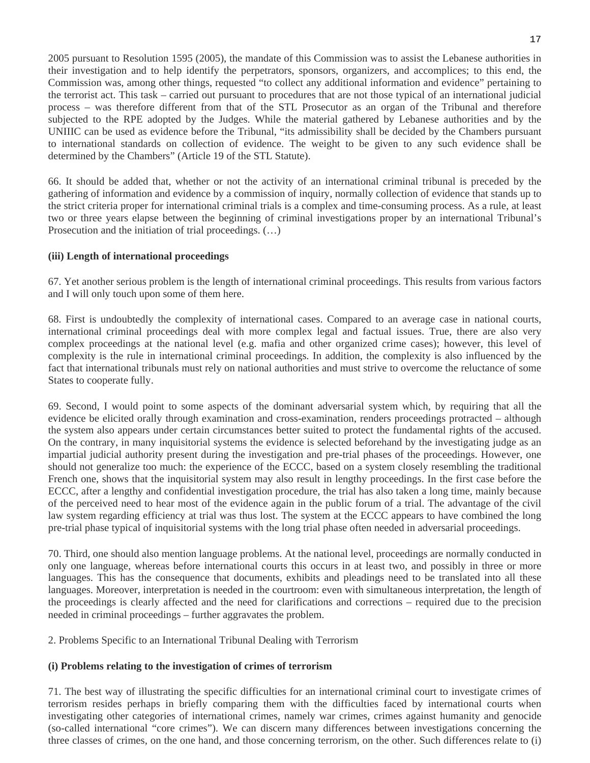2005 pursuant to Resolution 1595 (2005), the mandate of this Commission was to assist the Lebanese authorities in their investigation and to help identify the perpetrators, sponsors, organizers, and accomplices; to this end, the Commission was, among other things, requested "to collect any additional information and evidence" pertaining to the terrorist act. This task – carried out pursuant to procedures that are not those typical of an international judicial process – was therefore different from that of the STL Prosecutor as an organ of the Tribunal and therefore subjected to the RPE adopted by the Judges. While the material gathered by Lebanese authorities and by the UNIIIC can be used as evidence before the Tribunal, "its admissibility shall be decided by the Chambers pursuant to international standards on collection of evidence. The weight to be given to any such evidence shall be determined by the Chambers" (Article 19 of the STL Statute).

66. It should be added that, whether or not the activity of an international criminal tribunal is preceded by the gathering of information and evidence by a commission of inquiry, normally collection of evidence that stands up to the strict criteria proper for international criminal trials is a complex and time-consuming process. As a rule, at least two or three years elapse between the beginning of criminal investigations proper by an international Tribunal's Prosecution and the initiation of trial proceedings. (…)

**(iii) Length of international proceedings**

67. Yet another serious problem is the length of international criminal proceedings. This results from various factors and I will only touch upon some of them here.

68. First is undoubtedly the complexity of international cases. Compared to an average case in national courts, international criminal proceedings deal with more complex legal and factual issues. True, there are also very complex proceedings at the national level (e.g. mafia and other organized crime cases); however, this level of complexity is the rule in international criminal proceedings. In addition, the complexity is also influenced by the fact that international tribunals must rely on national authorities and must strive to overcome the reluctance of some States to cooperate fully.

69. Second, I would point to some aspects of the dominant adversarial system which, by requiring that all the evidence be elicited orally through examination and cross-examination, renders proceedings protracted – although the system also appears under certain circumstances better suited to protect the fundamental rights of the accused. On the contrary, in many inquisitorial systems the evidence is selected beforehand by the investigating judge as an impartial judicial authority present during the investigation and pre-trial phases of the proceedings. However, one should not generalize too much: the experience of the ECCC, based on a system closely resembling the traditional French one, shows that the inquisitorial system may also result in lengthy proceedings. In the first case before the ECCC, after a lengthy and confidential investigation procedure, the trial has also taken a long time, mainly because of the perceived need to hear most of the evidence again in the public forum of a trial. The advantage of the civil law system regarding efficiency at trial was thus lost. The system at the ECCC appears to have combined the long pre-trial phase typical of inquisitorial systems with the long trial phase often needed in adversarial proceedings.

70. Third, one should also mention language problems. At the national level, proceedings are normally conducted in only one language, whereas before international courts this occurs in at least two, and possibly in three or more languages. This has the consequence that documents, exhibits and pleadings need to be translated into all these languages. Moreover, interpretation is needed in the courtroom: even with simultaneous interpretation, the length of the proceedings is clearly affected and the need for clarifications and corrections – required due to the precision needed in criminal proceedings – further aggravates the problem.

2. Problems Specific to an International Tribunal Dealing with Terrorism

**(i) Problems relating to the investigation of crimes of terrorism**

71. The best way of illustrating the specific difficulties for an international criminal court to investigate crimes of terrorism resides perhaps in briefly comparing them with the difficulties faced by international courts when investigating other categories of international crimes, namely war crimes, crimes against humanity and genocide (so-called international "core crimes"). We can discern many differences between investigations concerning the three classes of crimes, on the one hand, and those concerning terrorism, on the other. Such differences relate to (i)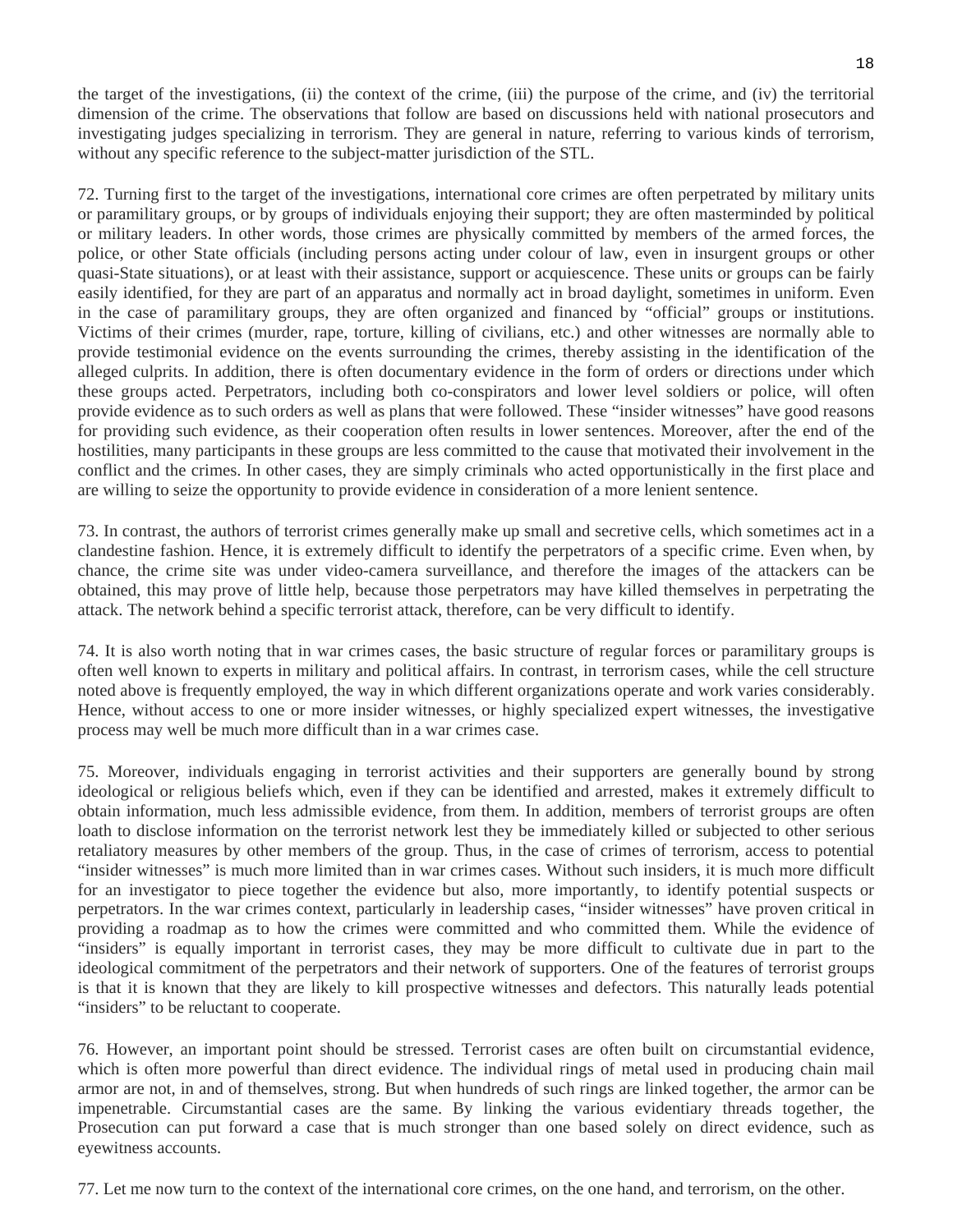the target of the investigations, (ii) the context of the crime, (iii) the purpose of the crime, and (iv) the territorial dimension of the crime. The observations that follow are based on discussions held with national prosecutors and investigating judges specializing in terrorism. They are general in nature, referring to various kinds of terrorism, without any specific reference to the subject-matter jurisdiction of the STL.

72. Turning first to the target of the investigations, international core crimes are often perpetrated by military units or paramilitary groups, or by groups of individuals enjoying their support; they are often masterminded by political or military leaders. In other words, those crimes are physically committed by members of the armed forces, the police, or other State officials (including persons acting under colour of law, even in insurgent groups or other quasi-State situations), or at least with their assistance, support or acquiescence. These units or groups can be fairly easily identified, for they are part of an apparatus and normally act in broad daylight, sometimes in uniform. Even in the case of paramilitary groups, they are often organized and financed by "official" groups or institutions. Victims of their crimes (murder, rape, torture, killing of civilians, etc.) and other witnesses are normally able to provide testimonial evidence on the events surrounding the crimes, thereby assisting in the identification of the alleged culprits. In addition, there is often documentary evidence in the form of orders or directions under which these groups acted. Perpetrators, including both co-conspirators and lower level soldiers or police, will often provide evidence as to such orders as well as plans that were followed. These "insider witnesses" have good reasons for providing such evidence, as their cooperation often results in lower sentences. Moreover, after the end of the hostilities, many participants in these groups are less committed to the cause that motivated their involvement in the conflict and the crimes. In other cases, they are simply criminals who acted opportunistically in the first place and are willing to seize the opportunity to provide evidence in consideration of a more lenient sentence.

73. In contrast, the authors of terrorist crimes generally make up small and secretive cells, which sometimes act in a clandestine fashion. Hence, it is extremely difficult to identify the perpetrators of a specific crime. Even when, by chance, the crime site was under video-camera surveillance, and therefore the images of the attackers can be obtained, this may prove of little help, because those perpetrators may have killed themselves in perpetrating the attack. The network behind a specific terrorist attack, therefore, can be very difficult to identify.

74. It is also worth noting that in war crimes cases, the basic structure of regular forces or paramilitary groups is often well known to experts in military and political affairs. In contrast, in terrorism cases, while the cell structure noted above is frequently employed, the way in which different organizations operate and work varies considerably. Hence, without access to one or more insider witnesses, or highly specialized expert witnesses, the investigative process may well be much more difficult than in a war crimes case.

75. Moreover, individuals engaging in terrorist activities and their supporters are generally bound by strong ideological or religious beliefs which, even if they can be identified and arrested, makes it extremely difficult to obtain information, much less admissible evidence, from them. In addition, members of terrorist groups are often loath to disclose information on the terrorist network lest they be immediately killed or subjected to other serious retaliatory measures by other members of the group. Thus, in the case of crimes of terrorism, access to potential "insider witnesses" is much more limited than in war crimes cases. Without such insiders, it is much more difficult for an investigator to piece together the evidence but also, more importantly, to identify potential suspects or perpetrators. In the war crimes context, particularly in leadership cases, "insider witnesses" have proven critical in providing a roadmap as to how the crimes were committed and who committed them. While the evidence of "insiders" is equally important in terrorist cases, they may be more difficult to cultivate due in part to the ideological commitment of the perpetrators and their network of supporters. One of the features of terrorist groups is that it is known that they are likely to kill prospective witnesses and defectors. This naturally leads potential "insiders" to be reluctant to cooperate.

76. However, an important point should be stressed. Terrorist cases are often built on circumstantial evidence, which is often more powerful than direct evidence. The individual rings of metal used in producing chain mail armor are not, in and of themselves, strong. But when hundreds of such rings are linked together, the armor can be impenetrable. Circumstantial cases are the same. By linking the various evidentiary threads together, the Prosecution can put forward a case that is much stronger than one based solely on direct evidence, such as eyewitness accounts.

77. Let me now turn to the context of the international core crimes, on the one hand, and terrorism, on the other.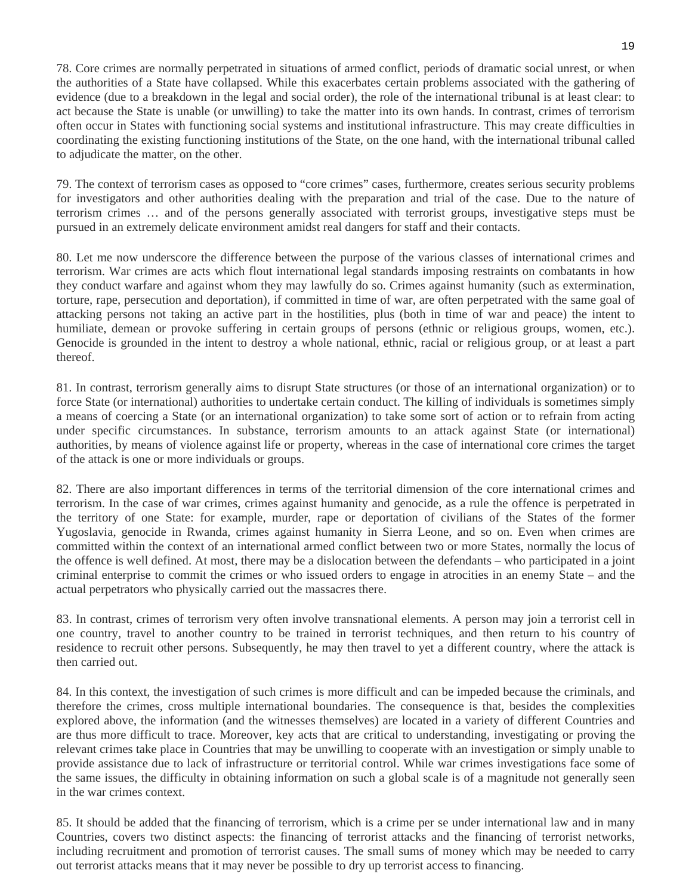78. Core crimes are normally perpetrated in situations of armed conflict, periods of dramatic social unrest, or when the authorities of a State have collapsed. While this exacerbates certain problems associated with the gathering of evidence (due to a breakdown in the legal and social order), the role of the international tribunal is at least clear: to act because the State is unable (or unwilling) to take the matter into its own hands. In contrast, crimes of terrorism often occur in States with functioning social systems and institutional infrastructure. This may create difficulties in coordinating the existing functioning institutions of the State, on the one hand, with the international tribunal called to adjudicate the matter, on the other.

79. The context of terrorism cases as opposed to "core crimes" cases, furthermore, creates serious security problems for investigators and other authorities dealing with the preparation and trial of the case. Due to the nature of terrorism crimes … and of the persons generally associated with terrorist groups, investigative steps must be pursued in an extremely delicate environment amidst real dangers for staff and their contacts.

80. Let me now underscore the difference between the purpose of the various classes of international crimes and terrorism. War crimes are acts which flout international legal standards imposing restraints on combatants in how they conduct warfare and against whom they may lawfully do so. Crimes against humanity (such as extermination, torture, rape, persecution and deportation), if committed in time of war, are often perpetrated with the same goal of attacking persons not taking an active part in the hostilities, plus (both in time of war and peace) the intent to humiliate, demean or provoke suffering in certain groups of persons (ethnic or religious groups, women, etc.). Genocide is grounded in the intent to destroy a whole national, ethnic, racial or religious group, or at least a part thereof.

81. In contrast, terrorism generally aims to disrupt State structures (or those of an international organization) or to force State (or international) authorities to undertake certain conduct. The killing of individuals is sometimes simply a means of coercing a State (or an international organization) to take some sort of action or to refrain from acting under specific circumstances. In substance, terrorism amounts to an attack against State (or international) authorities, by means of violence against life or property, whereas in the case of international core crimes the target of the attack is one or more individuals or groups.

82. There are also important differences in terms of the territorial dimension of the core international crimes and terrorism. In the case of war crimes, crimes against humanity and genocide, as a rule the offence is perpetrated in the territory of one State: for example, murder, rape or deportation of civilians of the States of the former Yugoslavia, genocide in Rwanda, crimes against humanity in Sierra Leone, and so on. Even when crimes are committed within the context of an international armed conflict between two or more States, normally the locus of the offence is well defined. At most, there may be a dislocation between the defendants – who participated in a joint criminal enterprise to commit the crimes or who issued orders to engage in atrocities in an enemy State – and the actual perpetrators who physically carried out the massacres there.

83. In contrast, crimes of terrorism very often involve transnational elements. A person may join a terrorist cell in one country, travel to another country to be trained in terrorist techniques, and then return to his country of residence to recruit other persons. Subsequently, he may then travel to yet a different country, where the attack is then carried out.

84. In this context, the investigation of such crimes is more difficult and can be impeded because the criminals, and therefore the crimes, cross multiple international boundaries. The consequence is that, besides the complexities explored above, the information (and the witnesses themselves) are located in a variety of different Countries and are thus more difficult to trace. Moreover, key acts that are critical to understanding, investigating or proving the relevant crimes take place in Countries that may be unwilling to cooperate with an investigation or simply unable to provide assistance due to lack of infrastructure or territorial control. While war crimes investigations face some of the same issues, the difficulty in obtaining information on such a global scale is of a magnitude not generally seen in the war crimes context.

85. It should be added that the financing of terrorism, which is a crime per se under international law and in many Countries, covers two distinct aspects: the financing of terrorist attacks and the financing of terrorist networks, including recruitment and promotion of terrorist causes. The small sums of money which may be needed to carry out terrorist attacks means that it may never be possible to dry up terrorist access to financing.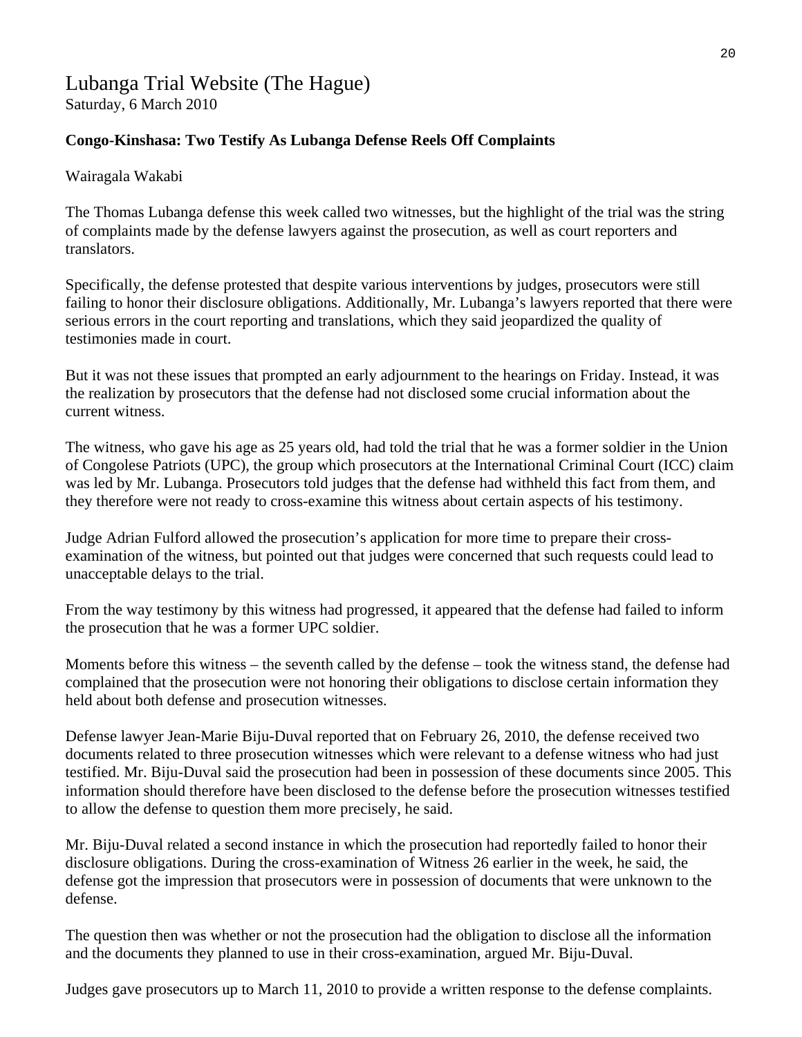# Lubanga Trial Website (The Hague)

Saturday, 6 March 2010

**Congo-Kinshasa: Two Testify As Lubanga Defense Reels Off Complaints**

Wairagala Wakabi

The Thomas Lubanga defense this week called two witnesses, but the highlight of the trial was the string of complaints made by the defense lawyers against the prosecution, as well as court reporters and translators.

Specifically, the defense protested that despite various interventions by judges, prosecutors were still failing to honor their disclosure obligations. Additionally, Mr. Lubanga's lawyers reported that there were serious errors in the court reporting and translations, which they said jeopardized the quality of testimonies made in court.

But it was not these issues that prompted an early adjournment to the hearings on Friday. Instead, it was the realization by prosecutors that the defense had not disclosed some crucial information about the current witness.

The witness, who gave his age as 25 years old, had told the trial that he was a former soldier in the Union of Congolese Patriots (UPC), the group which prosecutors at the International Criminal Court (ICC) claim was led by Mr. Lubanga. Prosecutors told judges that the defense had withheld this fact from them, and they therefore were not ready to cross-examine this witness about certain aspects of his testimony.

Judge Adrian Fulford allowed the prosecution's application for more time to prepare their cross-examination of the witness, but pointed out that judges were concerned that such requests could lead to unacceptable delays to the trial.

From the way testimony by this witness had progressed, it appeared that the defense had failed to inform the prosecution that he was a former UPC soldier.

Moments before this witness – the seventh called by the defense – took the witness stand, the defense had complained that the prosecution were not honoring their obligations to disclose certain information they held about both defense and prosecution witnesses.

Defense lawyer Jean-Marie Biju-Duval reported that on February 26, 2010, the defense received two documents related to three prosecution witnesses which were relevant to a defense witness who had just testified. Mr. Biju-Duval said the prosecution had been in possession of these documents since 2005. This information should therefore have been disclosed to the defense before the prosecution witnesses testified to allow the defense to question them more precisely, he said.

Mr. Biju-Duval related a second instance in which the prosecution had reportedly failed to honor their disclosure obligations. During the cross-examination of Witness 26 earlier in the week, he said, the defense got the impression that prosecutors were in possession of documents that were unknown to the defense.

The question then was whether or not the prosecution had the obligation to disclose all the information and the documents they planned to use in their cross-examination, argued Mr. Biju-Duval.

Judges gave prosecutors up to March 11, 2010 to provide a written response to the defense complaints.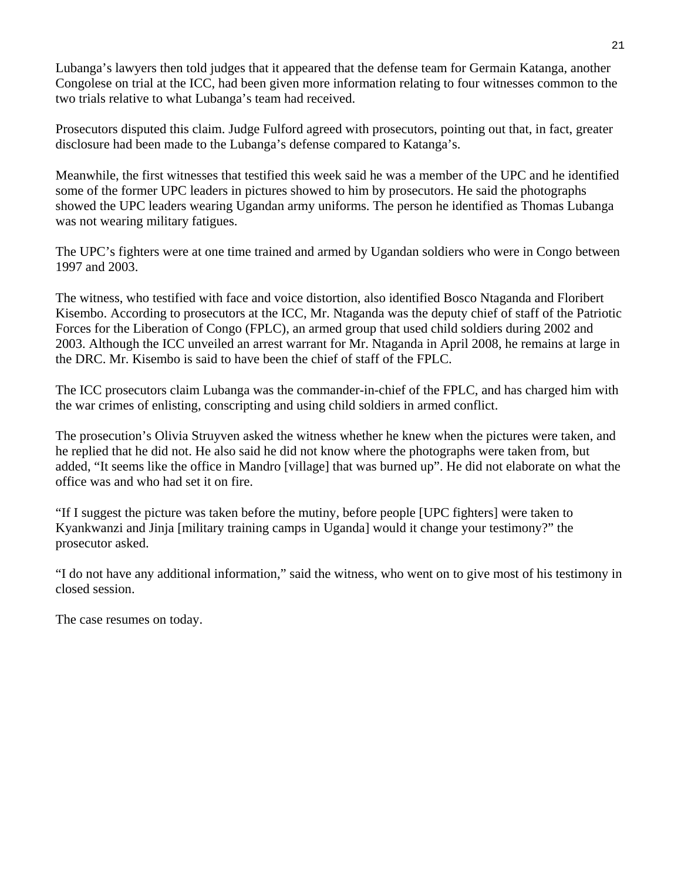Lubanga's lawyers then told judges that it appeared that the defense team for Germain Katanga, another Congolese on trial at the ICC, had been given more information relating to four witnesses common to the two trials relative to what Lubanga's team had received.

Prosecutors disputed this claim. Judge Fulford agreed with prosecutors, pointing out that, in fact, greater disclosure had been made to the Lubanga's defense compared to Katanga's.

Meanwhile, the first witnesses that testified this week said he was a member of the UPC and he identified some of the former UPC leaders in pictures showed to him by prosecutors. He said the photographs showed the UPC leaders wearing Ugandan army uniforms. The person he identified as Thomas Lubanga was not wearing military fatigues.

The UPC's fighters were at one time trained and armed by Ugandan soldiers who were in Congo between 1997 and 2003.

The witness, who testified with face and voice distortion, also identified Bosco Ntaganda and Floribert Kisembo. According to prosecutors at the ICC, Mr. Ntaganda was the deputy chief of staff of the Patriotic Forces for the Liberation of Congo (FPLC), an armed group that used child soldiers during 2002 and 2003. Although the ICC unveiled an arrest warrant for Mr. Ntaganda in April 2008, he remains at large in the DRC. Mr. Kisembo is said to have been the chief of staff of the FPLC.

The ICC prosecutors claim Lubanga was the commander-in-chief of the FPLC, and has charged him with the war crimes of enlisting, conscripting and using child soldiers in armed conflict.

The prosecution's Olivia Struyven asked the witness whether he knew when the pictures were taken, and he replied that he did not. He also said he did not know where the photographs were taken from, but added, "It seems like the office in Mandro [village] that was burned up". He did not elaborate on what the office was and who had set it on fire.

"If I suggest the picture was taken before the mutiny, before people [UPC fighters] were taken to Kyankwanzi and Jinja [military training camps in Uganda] would it change your testimony?" the prosecutor asked.

"I do not have any additional information," said the witness, who went on to give most of his testimony in closed session.

The case resumes on today.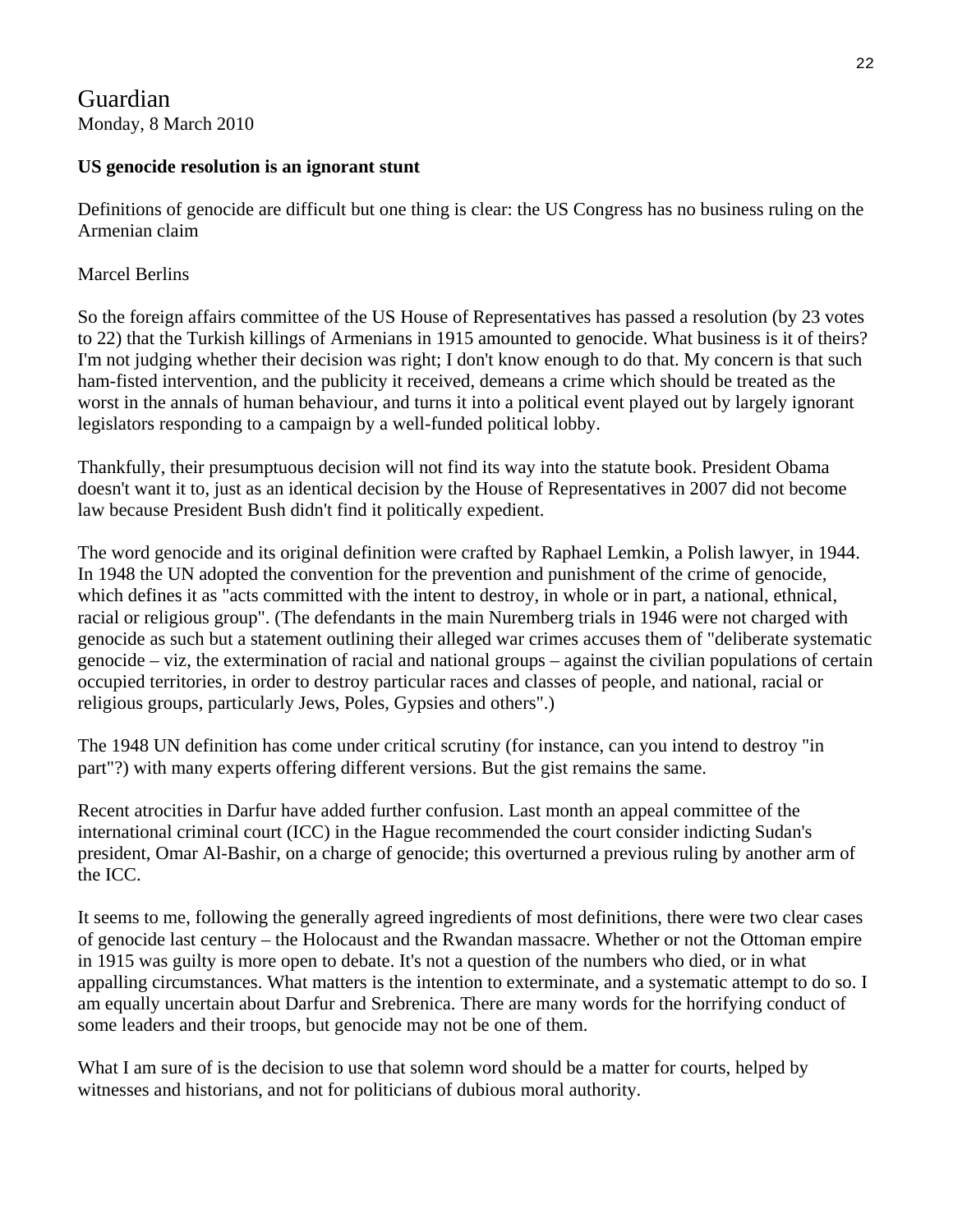# Guardian

Monday, 8 March 2010

**US genocide resolution is an ignorant stunt**

Definitions of genocide are difficult but one thing is clear: the US Congress has no business ruling on the Armenian claim

Marcel Berlins

So the foreign affairs committee of the US House of Representatives has passed a resolution (by 23 votes to 22) that the Turkish killings of Armenians in 1915 amounted to genocide. What business is it of theirs? I'm not judging whether their decision was right; I don't know enough to do that. My concern is that such ham-fisted intervention, and the publicity it received, demeans a crime which should be treated as the worst in the annals of human behaviour, and turns it into a political event played out by largely ignorant legislators responding to a campaign by a well-funded political lobby.

Thankfully, their presumptuous decision will not find its way into the statute book. President Obama doesn't want it to, just as an identical decision by the House of Representatives in 2007 did not become law because President Bush didn't find it politically expedient.

The word genocide and its original definition were crafted by Raphael Lemkin, a Polish lawyer, in 1944. In 1948 the UN adopted the convention for the prevention and punishment of the crime of genocide, which defines it as "acts committed with the intent to destroy, in whole or in part, a national, ethnical, racial or religious group". (The defendants in the main Nuremberg trials in 1946 were not charged with genocide as such but a statement outlining their alleged war crimes accuses them of "deliberate systematic genocide – viz, the extermination of racial and national groups – against the civilian populations of certain occupied territories, in order to destroy particular races and classes of people, and national, racial or religious groups, particularly Jews, Poles, Gypsies and others".)

The 1948 UN definition has come under critical scrutiny (for instance, can you intend to destroy "in part"?) with many experts offering different versions. But the gist remains the same.

Recent atrocities in Darfur have added further confusion. Last month an appeal committee of the international criminal court (ICC) in the Hague recommended the court consider indicting Sudan's president, Omar Al-Bashir, on a charge of genocide; this overturned a previous ruling by another arm of the ICC.

It seems to me, following the generally agreed ingredients of most definitions, there were two clear cases of genocide last century – the Holocaust and the Rwandan massacre. Whether or not the Ottoman empire in 1915 was guilty is more open to debate. It's not a question of the numbers who died, or in what appalling circumstances. What matters is the intention to exterminate, and a systematic attempt to do so. I am equally uncertain about Darfur and Srebrenica. There are many words for the horrifying conduct of some leaders and their troops, but genocide may not be one of them.

What I am sure of is the decision to use that solemn word should be a matter for courts, helped by witnesses and historians, and not for politicians of dubious moral authority.